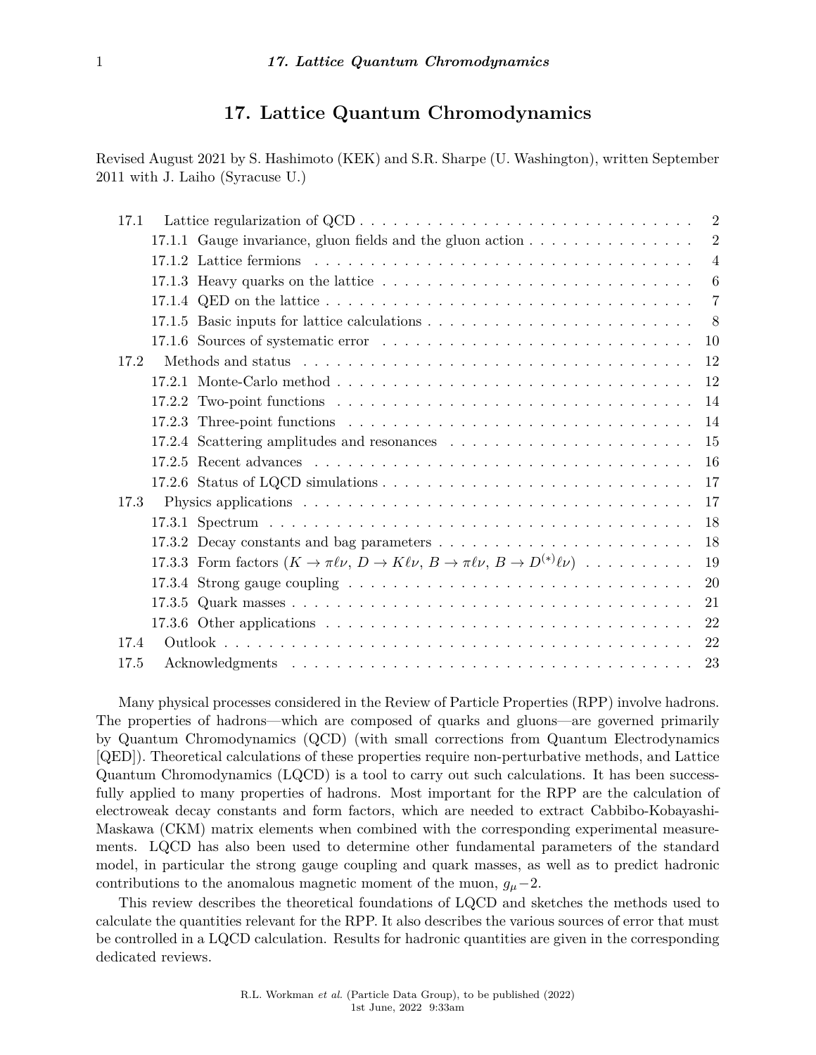# 17. Lattice Quantum Chromodynamics

Revised August 2021 by S. Hashimoto (KEK) and S.R. Sharpe (U. Washington), written September 2011 with J. Laiho (Syracuse U.)

- 17.1 Lattice regularization of QCD . . . . . . . . . . . . . . . . . . . . . . . . . . . . . . 2
  - 17.1.1 Gauge invariance, gluon fields and the gluon action . . . . . . . . . . . . . . . 2
  - 17.1.2 Lattice fermions . . . . . . . . . . . . . . . . . . . . . . . . . . . . . . . . . 4
  - 17.1.3 Heavy quarks on the lattice . . . . . . . . . . . . . . . . . . . . . . . . . . . 6
  - 17.1.4 QED on the lattice . . . . . . . . . . . . . . . . . . . . . . . . . . . . . . . . 7
  - 17.1.5 Basic inputs for lattice calculations . . . . . . . . . . . . . . . . . . . . . . . 8
  - 17.1.6 Sources of systematic error . . . . . . . . . . . . . . . . . . . . . . . . . . . 10
- 17.2 Methods and status . . . . . . . . . . . . . . . . . . . . . . . . . . . . . . . . . . 12
  - 17.2.1 Monte-Carlo method . . . . . . . . . . . . . . . . . . . . . . . . . . . . . . . 12
  - 17.2.2 Two-point functions . . . . . . . . . . . . . . . . . . . . . . . . . . . . . . . 14
  - 17.2.3 Three-point functions . . . . . . . . . . . . . . . . . . . . . . . . . . . . . . 14
  - 17.2.4 Scattering amplitudes and resonances . . . . . . . . . . . . . . . . . . . . . . 15
  - 17.2.5 Recent advances . . . . . . . . . . . . . . . . . . . . . . . . . . . . . . . . . 16
  - 17.2.6 Status of LQCD simulations . . . . . . . . . . . . . . . . . . . . . . . . . . . 17
- 17.3 Physics applications . . . . . . . . . . . . . . . . . . . . . . . . . . . . . . . . . 17
  - 17.3.1 Spectrum . . . . . . . . . . . . . . . . . . . . . . . . . . . . . . . . . . . . 18
  - 17.3.2 Decay constants and bag parameters . . . . . . . . . . . . . . . . . . . . . . . 18
  - 17.3.3 Form factors ($K \to \pi\ell\nu$, $D \to K\ell\nu$, $B \to \pi\ell\nu$, $B \to D^{(*)}\ell\nu$) . . . . . . . . . . 19
  - 17.3.4 Strong gauge coupling . . . . . . . . . . . . . . . . . . . . . . . . . . . . . . 20
  - 17.3.5 Quark masses . . . . . . . . . . . . . . . . . . . . . . . . . . . . . . . . . . 21
  - 17.3.6 Other applications . . . . . . . . . . . . . . . . . . . . . . . . . . . . . . . 22
- 17.4 Outlook . . . . . . . . . . . . . . . . . . . . . . . . . . . . . . . . . . . . . . . . 22
- 17.5 Acknowledgments . . . . . . . . . . . . . . . . . . . . . . . . . . . . . . . . . . . 23

Many physical processes considered in the Review of Particle Properties (RPP) involve hadrons. The properties of hadrons—which are composed of quarks and gluons—are governed primarily by Quantum Chromodynamics (QCD) (with small corrections from Quantum Electrodynamics [QED]). Theoretical calculations of these properties require non-perturbative methods, and Lattice Quantum Chromodynamics (LQCD) is a tool to carry out such calculations. It has been successfully applied to many properties of hadrons. Most important for the RPP are the calculation of electroweak decay constants and form factors, which are needed to extract Cabbibo-Kobayashi-Maskawa (CKM) matrix elements when combined with the corresponding experimental measurements. LQCD has also been used to determine other fundamental parameters of the standard model, in particular the strong gauge coupling and quark masses, as well as to predict hadronic contributions to the anomalous magnetic moment of the muon, $g_\mu - 2$.

This review describes the theoretical foundations of LQCD and sketches the methods used to calculate the quantities relevant for the RPP. It also describes the various sources of error that must be controlled in a LQCD calculation. Results for hadronic quantities are given in the corresponding dedicated reviews.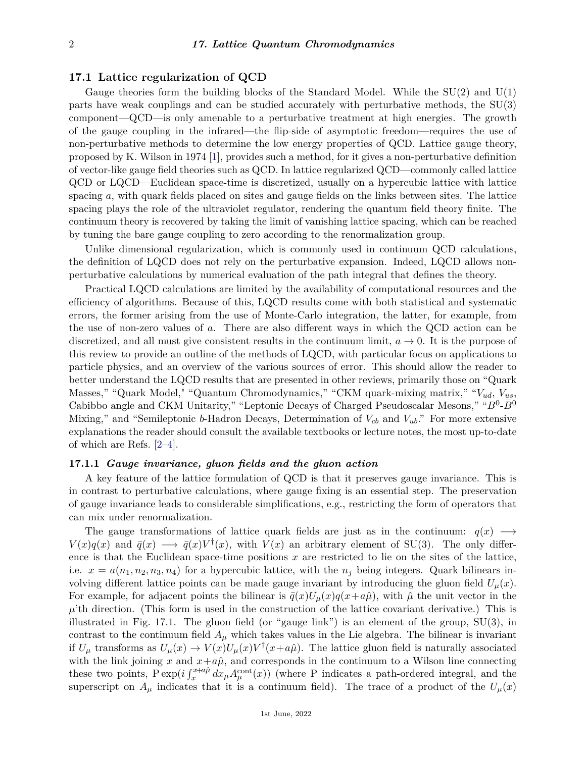## 17.1 Lattice regularization of QCD

Gauge theories form the building blocks of the Standard Model. While the SU(2) and U(1) parts have weak couplings and can be studied accurately with perturbative methods, the SU(3) component—QCD—is only amenable to a perturbative treatment at high energies. The growth of the gauge coupling in the infrared—the flip-side of asymptotic freedom—requires the use of non-perturbative methods to determine the low energy properties of QCD. Lattice gauge theory, proposed by K. Wilson in 1974 [1], provides such a method, for it gives a non-perturbative definition of vector-like gauge field theories such as QCD. In lattice regularized QCD—commonly called lattice QCD or LQCD—Euclidean space-time is discretized, usually on a hypercubic lattice with lattice spacing $a$, with quark fields placed on sites and gauge fields on the links between sites. The lattice spacing plays the role of the ultraviolet regulator, rendering the quantum field theory finite. The continuum theory is recovered by taking the limit of vanishing lattice spacing, which can be reached by tuning the bare gauge coupling to zero according to the renormalization group.

Unlike dimensional regularization, which is commonly used in continuum QCD calculations, the definition of LQCD does not rely on the perturbative expansion. Indeed, LQCD allows non-perturbative calculations by numerical evaluation of the path integral that defines the theory.

Practical LQCD calculations are limited by the availability of computational resources and the efficiency of algorithms. Because of this, LQCD results come with both statistical and systematic errors, the former arising from the use of Monte-Carlo integration, the latter, for example, from the use of non-zero values of $a$. There are also different ways in which the QCD action can be discretized, and all must give consistent results in the continuum limit, $a \to 0$. It is the purpose of this review to provide an outline of the methods of LQCD, with particular focus on applications to particle physics, and an overview of the various sources of error. This should allow the reader to better understand the LQCD results that are presented in other reviews, primarily those on "Quark Masses," "Quark Model," "Quantum Chromodynamics," "CKM quark-mixing matrix," "$V_{ud}$, $V_{us}$, Cabibbo angle and CKM Unitarity," "Leptonic Decays of Charged Pseudoscalar Mesons," "$B^0$-$\bar{B}^0$ Mixing," and "Semileptonic $b$-Hadron Decays, Determination of $V_{cb}$ and $V_{ub}$." For more extensive explanations the reader should consult the available textbooks or lecture notes, the most up-to-date of which are Refs. [2–4].

### 17.1.1 *Gauge invariance, gluon fields and the gluon action*

A key feature of the lattice formulation of QCD is that it preserves gauge invariance. This is in contrast to perturbative calculations, where gauge fixing is an essential step. The preservation of gauge invariance leads to considerable simplifications, e.g., restricting the form of operators that can mix under renormalization.

The gauge transformations of lattice quark fields are just as in the continuum: $q(x) \longrightarrow V(x)q(x)$ and $\bar{q}(x) \longrightarrow \bar{q}(x)V^\dagger(x)$, with $V(x)$ an arbitrary element of SU(3). The only difference is that the Euclidean space-time positions $x$ are restricted to lie on the sites of the lattice, i.e. $x = a(n_1, n_2, n_3, n_4)$ for a hypercubic lattice, with the $n_j$ being integers. Quark bilinears involving different lattice points can be made gauge invariant by introducing the gluon field $U_\mu(x)$. For example, for adjacent points the bilinear is $\bar{q}(x)U_\mu(x)q(x+a\hat{\mu})$, with $\hat{\mu}$ the unit vector in the $\mu$'th direction. (This form is used in the construction of the lattice covariant derivative.) This is illustrated in Fig. 17.1. The gluon field (or "gauge link") is an element of the group, SU(3), in contrast to the continuum field $A_\mu$ which takes values in the Lie algebra. The bilinear is invariant if $U_\mu$ transforms as $U_\mu(x) \to V(x)U_\mu(x)V^\dagger(x+a\hat{\mu})$. The lattice gluon field is naturally associated with the link joining $x$ and $x+a\hat{\mu}$, and corresponds in the continuum to a Wilson line connecting these two points, $\mathrm{P}\exp(i\int_x^{x+a\hat{\mu}} dx_\mu A_\mu^{\mathrm{cont}}(x))$ (where P indicates a path-ordered integral, and the superscript on $A_\mu$ indicates that it is a continuum field). The trace of a product of the $U_\mu(x)$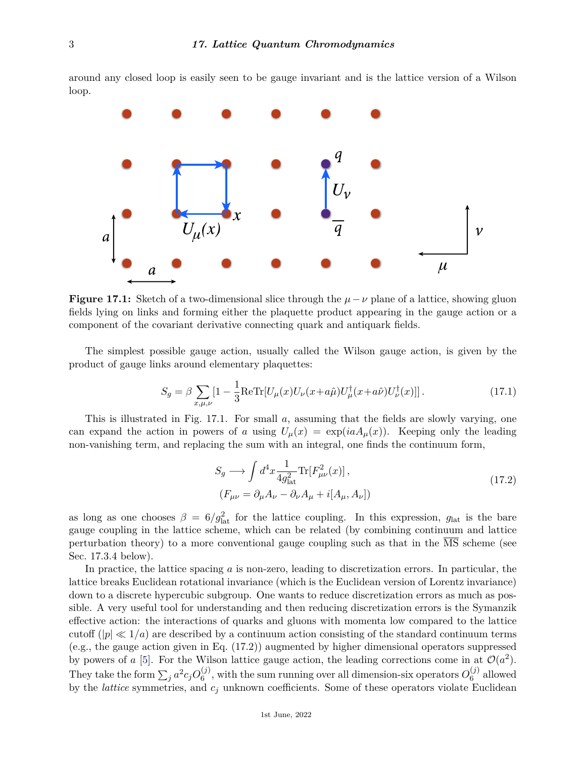around any closed loop is easily seen to be gauge invariant and is the lattice version of a Wilson loop.

**Figure 17.1:** Sketch of a two-dimensional slice through the $\mu - \nu$ plane of a lattice, showing gluon fields lying on links and forming either the plaquette product appearing in the gauge action or a component of the covariant derivative connecting quark and antiquark fields.

The simplest possible gauge action, usually called the Wilson gauge action, is given by the product of gauge links around elementary plaquettes:

$$S_g = \beta \sum_{x,\mu,\nu} [1 - \frac{1}{3}\mathrm{ReTr}[U_\mu(x)U_\nu(x+a\hat{\mu})U_\mu^\dagger(x+a\hat{\nu})U_\nu^\dagger(x)]] \,. \tag{17.1}$$

This is illustrated in Fig. 17.1. For small $a$, assuming that the fields are slowly varying, one can expand the action in powers of $a$ using $U_\mu(x) = \exp(iaA_\mu(x))$. Keeping only the leading non-vanishing term, and replacing the sum with an integral, one finds the continuum form,

$$\begin{aligned} S_g &\longrightarrow \int d^4x \frac{1}{4g_{\mathrm{lat}}^2} \mathrm{Tr}[F_{\mu\nu}^2(x)] \,, \\ &(F_{\mu\nu} = \partial_\mu A_\nu - \partial_\nu A_\mu + i[A_\mu, A_\nu]) \end{aligned} \tag{17.2}$$

as long as one chooses $\beta = 6/g_{\mathrm{lat}}^2$ for the lattice coupling. In this expression, $g_{\mathrm{lat}}$ is the bare gauge coupling in the lattice scheme, which can be related (by combining continuum and lattice perturbation theory) to a more conventional gauge coupling such as that in the $\overline{\mathrm{MS}}$ scheme (see Sec. 17.3.4 below).

In practice, the lattice spacing $a$ is non-zero, leading to discretization errors. In particular, the lattice breaks Euclidean rotational invariance (which is the Euclidean version of Lorentz invariance) down to a discrete hypercubic subgroup. One wants to reduce discretization errors as much as possible. A very useful tool for understanding and then reducing discretization errors is the Symanzik effective action: the interactions of quarks and gluons with momenta low compared to the lattice cutoff ($|p| \ll 1/a$) are described by a continuum action consisting of the standard continuum terms (e.g., the gauge action given in Eq. (17.2)) augmented by higher dimensional operators suppressed by powers of $a$ [5]. For the Wilson lattice gauge action, the leading corrections come in at $\mathcal{O}(a^2)$. They take the form $\sum_j a^2 c_j O_6^{(j)}$, with the sum running over all dimension-six operators $O_6^{(j)}$ allowed by the *lattice* symmetries, and $c_j$ unknown coefficients. Some of these operators violate Euclidean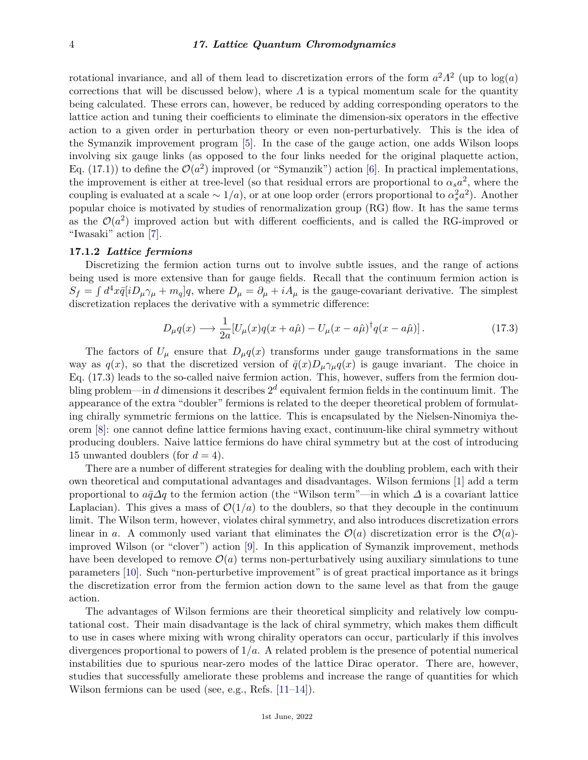rotational invariance, and all of them lead to discretization errors of the form $a^2\Lambda^2$ (up to $\log(a)$ corrections that will be discussed below), where $\Lambda$ is a typical momentum scale for the quantity being calculated. These errors can, however, be reduced by adding corresponding operators to the lattice action and tuning their coefficients to eliminate the dimension-six operators in the effective action to a given order in perturbation theory or even non-perturbatively. This is the idea of the Symanzik improvement program [5]. In the case of the gauge action, one adds Wilson loops involving six gauge links (as opposed to the four links needed for the original plaquette action, Eq. (17.1)) to define the $\mathcal{O}(a^2)$ improved (or "Symanzik") action [6]. In practical implementations, the improvement is either at tree-level (so that residual errors are proportional to $\alpha_s a^2$, where the coupling is evaluated at a scale $\sim 1/a$), or at one loop order (errors proportional to $\alpha_s^2 a^2$). Another popular choice is motivated by studies of renormalization group (RG) flow. It has the same terms as the $\mathcal{O}(a^2)$ improved action but with different coefficients, and is called the RG-improved or "Iwasaki" action [7].

### 17.1.2 *Lattice fermions*

Discretizing the fermion action turns out to involve subtle issues, and the range of actions being used is more extensive than for gauge fields. Recall that the continuum fermion action is $S_f = \int d^4x \bar{q}[iD_\mu\gamma_\mu + m_q]q$, where $D_\mu = \partial_\mu + iA_\mu$ is the gauge-covariant derivative. The simplest discretization replaces the derivative with a symmetric difference:

$$D_\mu q(x) \longrightarrow \frac{1}{2a}[U_\mu(x)q(x+a\hat{\mu}) - U_\mu(x-a\hat{\mu})^\dagger q(x-a\hat{\mu})]\,. \tag{17.3}$$

The factors of $U_\mu$ ensure that $D_\mu q(x)$ transforms under gauge transformations in the same way as $q(x)$, so that the discretized version of $\bar{q}(x)D_\mu\gamma_\mu q(x)$ is gauge invariant. The choice in Eq. (17.3) leads to the so-called naive fermion action. This, however, suffers from the fermion doubling problem—in $d$ dimensions it describes $2^d$ equivalent fermion fields in the continuum limit. The appearance of the extra "doubler" fermions is related to the deeper theoretical problem of formulating chirally symmetric fermions on the lattice. This is encapsulated by the Nielsen-Ninomiya theorem [8]: one cannot define lattice fermions having exact, continuum-like chiral symmetry without producing doublers. Naive lattice fermions do have chiral symmetry but at the cost of introducing 15 unwanted doublers (for $d = 4$).

There are a number of different strategies for dealing with the doubling problem, each with their own theoretical and computational advantages and disadvantages. Wilson fermions [1] add a term proportional to $a\bar{q}\Delta q$ to the fermion action (the "Wilson term"—in which $\Delta$ is a covariant lattice Laplacian). This gives a mass of $\mathcal{O}(1/a)$ to the doublers, so that they decouple in the continuum limit. The Wilson term, however, violates chiral symmetry, and also introduces discretization errors linear in $a$. A commonly used variant that eliminates the $\mathcal{O}(a)$ discretization error is the $\mathcal{O}(a)$-improved Wilson (or "clover") action [9]. In this application of Symanzik improvement, methods have been developed to remove $\mathcal{O}(a)$ terms non-perturbatively using auxiliary simulations to tune parameters [10]. Such "non-perturbetive improvement" is of great practical importance as it brings the discretization error from the fermion action down to the same level as that from the gauge action.

The advantages of Wilson fermions are their theoretical simplicity and relatively low computational cost. Their main disadvantage is the lack of chiral symmetry, which makes them difficult to use in cases where mixing with wrong chirality operators can occur, particularly if this involves divergences proportional to powers of $1/a$. A related problem is the presence of potential numerical instabilities due to spurious near-zero modes of the lattice Dirac operator. There are, however, studies that successfully ameliorate these problems and increase the range of quantities for which Wilson fermions can be used (see, e.g., Refs. [11–14]).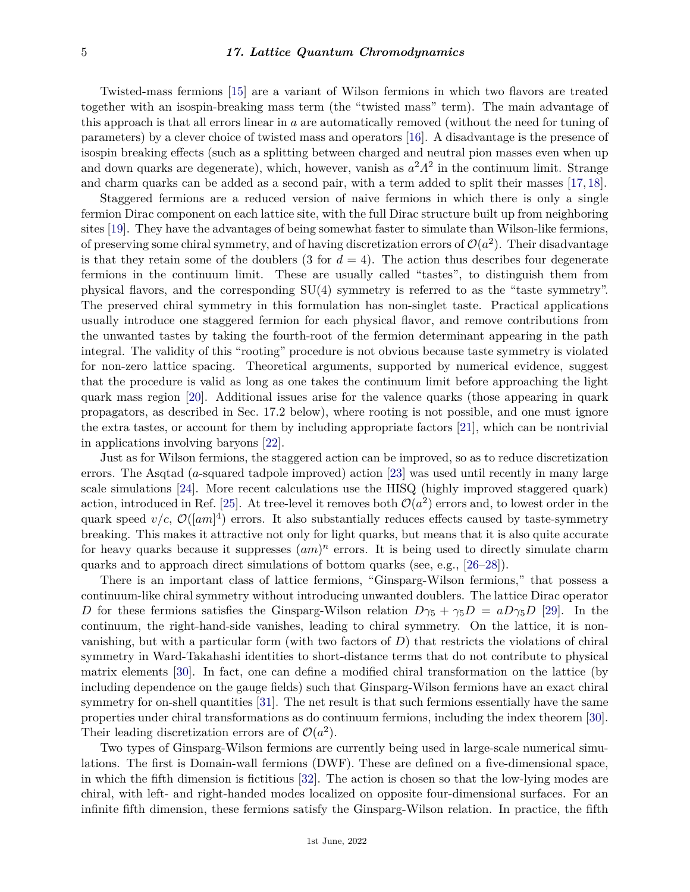Twisted-mass fermions [15] are a variant of Wilson fermions in which two flavors are treated together with an isospin-breaking mass term (the "twisted mass" term). The main advantage of this approach is that all errors linear in $a$ are automatically removed (without the need for tuning of parameters) by a clever choice of twisted mass and operators [16]. A disadvantage is the presence of isospin breaking effects (such as a splitting between charged and neutral pion masses even when up and down quarks are degenerate), which, however, vanish as $a^2\Lambda^2$ in the continuum limit. Strange and charm quarks can be added as a second pair, with a term added to split their masses [17, 18].

Staggered fermions are a reduced version of naive fermions in which there is only a single fermion Dirac component on each lattice site, with the full Dirac structure built up from neighboring sites [19]. They have the advantages of being somewhat faster to simulate than Wilson-like fermions, of preserving some chiral symmetry, and of having discretization errors of $\mathcal{O}(a^2)$. Their disadvantage is that they retain some of the doublers (3 for $d = 4$). The action thus describes four degenerate fermions in the continuum limit. These are usually called "tastes", to distinguish them from physical flavors, and the corresponding SU(4) symmetry is referred to as the "taste symmetry". The preserved chiral symmetry in this formulation has non-singlet taste. Practical applications usually introduce one staggered fermion for each physical flavor, and remove contributions from the unwanted tastes by taking the fourth-root of the fermion determinant appearing in the path integral. The validity of this "rooting" procedure is not obvious because taste symmetry is violated for non-zero lattice spacing. Theoretical arguments, supported by numerical evidence, suggest that the procedure is valid as long as one takes the continuum limit before approaching the light quark mass region [20]. Additional issues arise for the valence quarks (those appearing in quark propagators, as described in Sec. 17.2 below), where rooting is not possible, and one must ignore the extra tastes, or account for them by including appropriate factors [21], which can be nontrivial in applications involving baryons [22].

Just as for Wilson fermions, the staggered action can be improved, so as to reduce discretization errors. The Asqtad ($a$-squared tadpole improved) action [23] was used until recently in many large scale simulations [24]. More recent calculations use the HISQ (highly improved staggered quark) action, introduced in Ref. [25]. At tree-level it removes both $\mathcal{O}(a^2)$ errors and, to lowest order in the quark speed $v/c$, $\mathcal{O}([am]^4)$ errors. It also substantially reduces effects caused by taste-symmetry breaking. This makes it attractive not only for light quarks, but means that it is also quite accurate for heavy quarks because it suppresses $(am)^n$ errors. It is being used to directly simulate charm quarks and to approach direct simulations of bottom quarks (see, e.g., [26–28]).

There is an important class of lattice fermions, "Ginsparg-Wilson fermions," that possess a continuum-like chiral symmetry without introducing unwanted doublers. The lattice Dirac operator $D$ for these fermions satisfies the Ginsparg-Wilson relation $D\gamma_5 + \gamma_5 D = aD\gamma_5 D$ [29]. In the continuum, the right-hand-side vanishes, leading to chiral symmetry. On the lattice, it is non-vanishing, but with a particular form (with two factors of $D$) that restricts the violations of chiral symmetry in Ward-Takahashi identities to short-distance terms that do not contribute to physical matrix elements [30]. In fact, one can define a modified chiral transformation on the lattice (by including dependence on the gauge fields) such that Ginsparg-Wilson fermions have an exact chiral symmetry for on-shell quantities [31]. The net result is that such fermions essentially have the same properties under chiral transformations as do continuum fermions, including the index theorem [30]. Their leading discretization errors are of $\mathcal{O}(a^2)$.

Two types of Ginsparg-Wilson fermions are currently being used in large-scale numerical simulations. The first is Domain-wall fermions (DWF). These are defined on a five-dimensional space, in which the fifth dimension is fictitious [32]. The action is chosen so that the low-lying modes are chiral, with left- and right-handed modes localized on opposite four-dimensional surfaces. For an infinite fifth dimension, these fermions satisfy the Ginsparg-Wilson relation. In practice, the fifth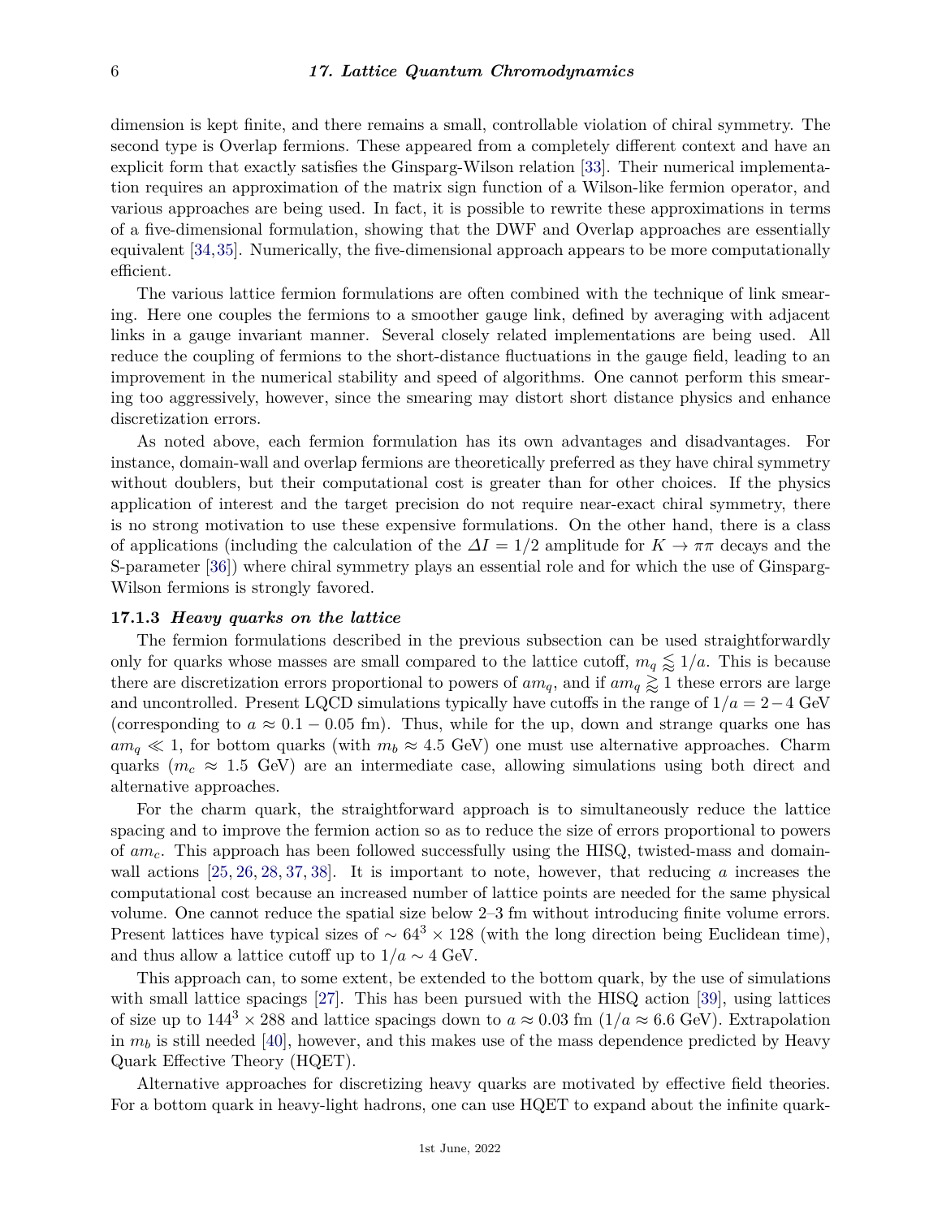dimension is kept finite, and there remains a small, controllable violation of chiral symmetry. The second type is Overlap fermions. These appeared from a completely different context and have an explicit form that exactly satisfies the Ginsparg-Wilson relation [33]. Their numerical implementation requires an approximation of the matrix sign function of a Wilson-like fermion operator, and various approaches are being used. In fact, it is possible to rewrite these approximations in terms of a five-dimensional formulation, showing that the DWF and Overlap approaches are essentially equivalent [34,35]. Numerically, the five-dimensional approach appears to be more computationally efficient.

The various lattice fermion formulations are often combined with the technique of link smearing. Here one couples the fermions to a smoother gauge link, defined by averaging with adjacent links in a gauge invariant manner. Several closely related implementations are being used. All reduce the coupling of fermions to the short-distance fluctuations in the gauge field, leading to an improvement in the numerical stability and speed of algorithms. One cannot perform this smearing too aggressively, however, since the smearing may distort short distance physics and enhance discretization errors.

As noted above, each fermion formulation has its own advantages and disadvantages. For instance, domain-wall and overlap fermions are theoretically preferred as they have chiral symmetry without doublers, but their computational cost is greater than for other choices. If the physics application of interest and the target precision do not require near-exact chiral symmetry, there is no strong motivation to use these expensive formulations. On the other hand, there is a class of applications (including the calculation of the $\Delta I = 1/2$ amplitude for $K \to \pi\pi$ decays and the S-parameter [36]) where chiral symmetry plays an essential role and for which the use of Ginsparg-Wilson fermions is strongly favored.

### 17.1.3 *Heavy quarks on the lattice*

The fermion formulations described in the previous subsection can be used straightforwardly only for quarks whose masses are small compared to the lattice cutoff, $m_q \lessapprox 1/a$. This is because there are discretization errors proportional to powers of $am_q$, and if $am_q \gtrapprox 1$ these errors are large and uncontrolled. Present LQCD simulations typically have cutoffs in the range of $1/a = 2-4$ GeV (corresponding to $a \approx 0.1 - 0.05$ fm). Thus, while for the up, down and strange quarks one has $am_q \ll 1$, for bottom quarks (with $m_b \approx 4.5$ GeV) one must use alternative approaches. Charm quarks ($m_c \approx 1.5$ GeV) are an intermediate case, allowing simulations using both direct and alternative approaches.

For the charm quark, the straightforward approach is to simultaneously reduce the lattice spacing and to improve the fermion action so as to reduce the size of errors proportional to powers of $am_c$. This approach has been followed successfully using the HISQ, twisted-mass and domain-wall actions [25, 26, 28, 37, 38]. It is important to note, however, that reducing $a$ increases the computational cost because an increased number of lattice points are needed for the same physical volume. One cannot reduce the spatial size below 2–3 fm without introducing finite volume errors. Present lattices have typical sizes of $\sim 64^3 \times 128$ (with the long direction being Euclidean time), and thus allow a lattice cutoff up to $1/a \sim 4$ GeV.

This approach can, to some extent, be extended to the bottom quark, by the use of simulations with small lattice spacings [27]. This has been pursued with the HISQ action [39], using lattices of size up to $144^3 \times 288$ and lattice spacings down to $a \approx 0.03$ fm ($1/a \approx 6.6$ GeV). Extrapolation in $m_b$ is still needed [40], however, and this makes use of the mass dependence predicted by Heavy Quark Effective Theory (HQET).

Alternative approaches for discretizing heavy quarks are motivated by effective field theories. For a bottom quark in heavy-light hadrons, one can use HQET to expand about the infinite quark-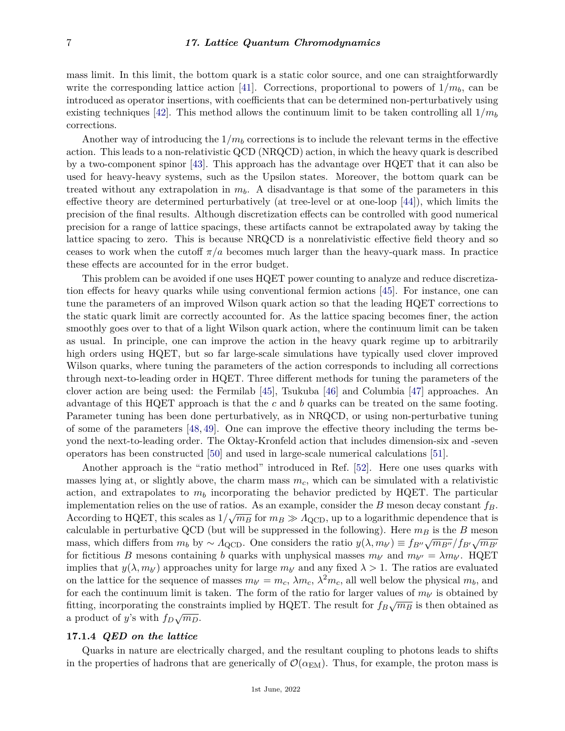mass limit. In this limit, the bottom quark is a static color source, and one can straightforwardly write the corresponding lattice action [41]. Corrections, proportional to powers of $1/m_b$, can be introduced as operator insertions, with coefficients that can be determined non-perturbatively using existing techniques [42]. This method allows the continuum limit to be taken controlling all $1/m_b$ corrections.

Another way of introducing the $1/m_b$ corrections is to include the relevant terms in the effective action. This leads to a non-relativistic QCD (NRQCD) action, in which the heavy quark is described by a two-component spinor [43]. This approach has the advantage over HQET that it can also be used for heavy-heavy systems, such as the Upsilon states. Moreover, the bottom quark can be treated without any extrapolation in $m_b$. A disadvantage is that some of the parameters in this effective theory are determined perturbatively (at tree-level or at one-loop [44]), which limits the precision of the final results. Although discretization effects can be controlled with good numerical precision for a range of lattice spacings, these artifacts cannot be extrapolated away by taking the lattice spacing to zero. This is because NRQCD is a nonrelativistic effective field theory and so ceases to work when the cutoff $\pi/a$ becomes much larger than the heavy-quark mass. In practice these effects are accounted for in the error budget.

This problem can be avoided if one uses HQET power counting to analyze and reduce discretization effects for heavy quarks while using conventional fermion actions [45]. For instance, one can tune the parameters of an improved Wilson quark action so that the leading HQET corrections to the static quark limit are correctly accounted for. As the lattice spacing becomes finer, the action smoothly goes over to that of a light Wilson quark action, where the continuum limit can be taken as usual. In principle, one can improve the action in the heavy quark regime up to arbitrarily high orders using HQET, but so far large-scale simulations have typically used clover improved Wilson quarks, where tuning the parameters of the action corresponds to including all corrections through next-to-leading order in HQET. Three different methods for tuning the parameters of the clover action are being used: the Fermilab [45], Tsukuba [46] and Columbia [47] approaches. An advantage of this HQET approach is that the $c$ and $b$ quarks can be treated on the same footing. Parameter tuning has been done perturbatively, as in NRQCD, or using non-perturbative tuning of some of the parameters [48, 49]. One can improve the effective theory including the terms beyond the next-to-leading order. The Oktay-Kronfeld action that includes dimension-six and -seven operators has been constructed [50] and used in large-scale numerical calculations [51].

Another approach is the "ratio method" introduced in Ref. [52]. Here one uses quarks with masses lying at, or slightly above, the charm mass $m_c$, which can be simulated with a relativistic action, and extrapolates to $m_b$ incorporating the behavior predicted by HQET. The particular implementation relies on the use of ratios. As an example, consider the $B$ meson decay constant $f_B$. According to HQET, this scales as $1/\sqrt{m_B}$ for $m_B \gg \Lambda_{\rm QCD}$, up to a logarithmic dependence that is calculable in perturbative QCD (but will be suppressed in the following). Here $m_B$ is the $B$ meson mass, which differs from $m_b$ by $\sim \Lambda_{\rm QCD}$. One considers the ratio $y(\lambda, m_{b'}) \equiv f_{B''}\sqrt{m_{B''}}/f_{B'}\sqrt{m_{B'}}$ for fictitious $B$ mesons containing $b$ quarks with unphysical masses $m_{b'}$ and $m_{b''} = \lambda m_{b'}$. HQET implies that $y(\lambda, m_{b'})$ approaches unity for large $m_{b'}$ and any fixed $\lambda > 1$. The ratios are evaluated on the lattice for the sequence of masses $m_{b'} = m_c$, $\lambda m_c$, $\lambda^2 m_c$, all well below the physical $m_b$, and for each the continuum limit is taken. The form of the ratio for larger values of $m_{b'}$ is obtained by fitting, incorporating the constraints implied by HQET. The result for $f_B\sqrt{m_B}$ is then obtained as a product of $y$'s with $f_D\sqrt{m_D}$.

### 17.1.4 *QED on the lattice*

Quarks in nature are electrically charged, and the resultant coupling to photons leads to shifts in the properties of hadrons that are generically of $\mathcal{O}(\alpha_{\rm EM})$. Thus, for example, the proton mass is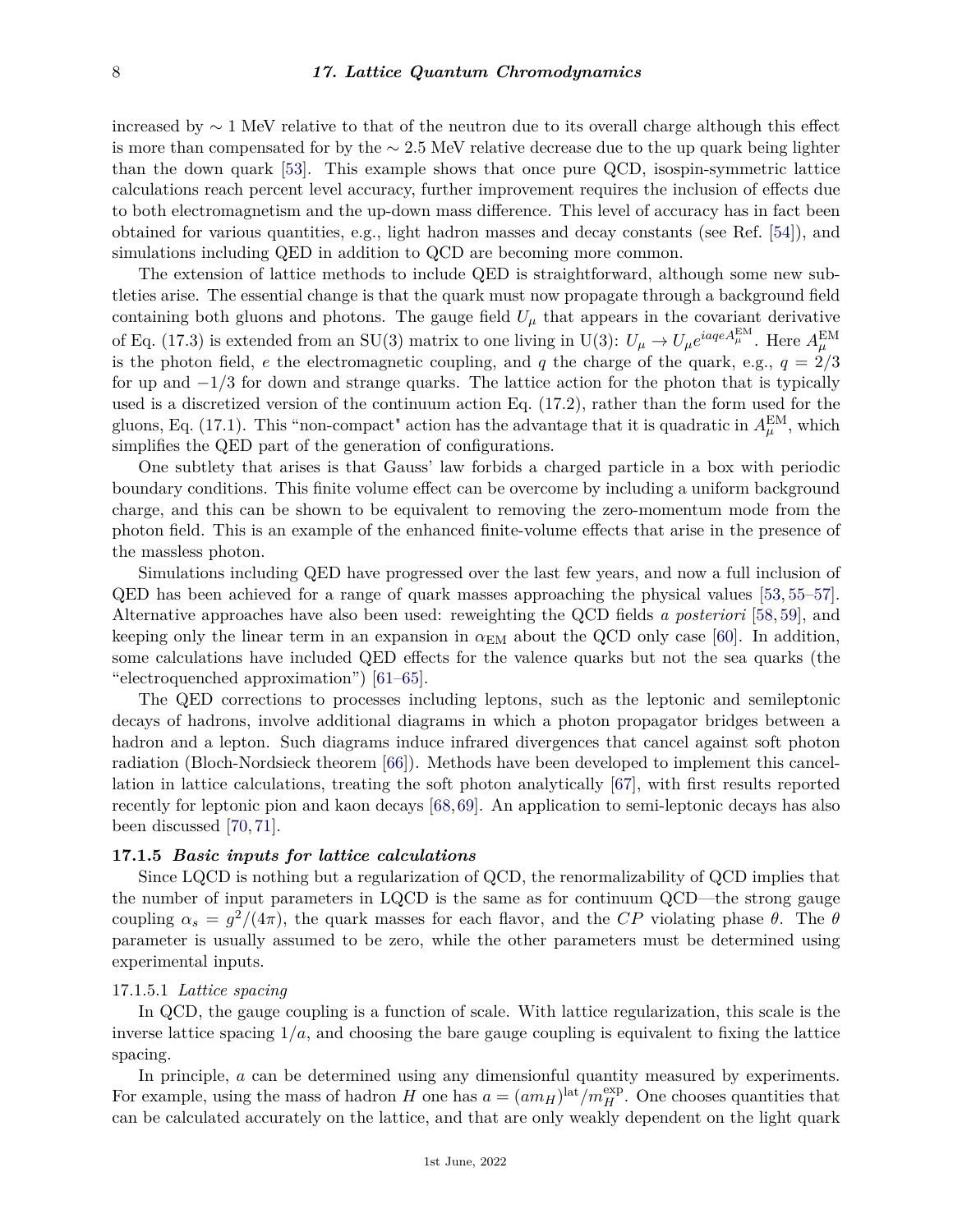increased by $\sim 1$ MeV relative to that of the neutron due to its overall charge although this effect is more than compensated for by the $\sim 2.5$ MeV relative decrease due to the up quark being lighter than the down quark [53]. This example shows that once pure QCD, isospin-symmetric lattice calculations reach percent level accuracy, further improvement requires the inclusion of effects due to both electromagnetism and the up-down mass difference. This level of accuracy has in fact been obtained for various quantities, e.g., light hadron masses and decay constants (see Ref. [54]), and simulations including QED in addition to QCD are becoming more common.

The extension of lattice methods to include QED is straightforward, although some new subtleties arise. The essential change is that the quark must now propagate through a background field containing both gluons and photons. The gauge field $U_\mu$ that appears in the covariant derivative of Eq. (17.3) is extended from an SU(3) matrix to one living in U(3): $U_\mu \to U_\mu e^{iaqeA_\mu^{\rm EM}}$. Here $A_\mu^{\rm EM}$ is the photon field, $e$ the electromagnetic coupling, and $q$ the charge of the quark, e.g., $q = 2/3$ for up and $-1/3$ for down and strange quarks. The lattice action for the photon that is typically used is a discretized version of the continuum action Eq. (17.2), rather than the form used for the gluons, Eq. (17.1). This "non-compact" action has the advantage that it is quadratic in $A_\mu^{\rm EM}$, which simplifies the QED part of the generation of configurations.

One subtlety that arises is that Gauss' law forbids a charged particle in a box with periodic boundary conditions. This finite volume effect can be overcome by including a uniform background charge, and this can be shown to be equivalent to removing the zero-momentum mode from the photon field. This is an example of the enhanced finite-volume effects that arise in the presence of the massless photon.

Simulations including QED have progressed over the last few years, and now a full inclusion of QED has been achieved for a range of quark masses approaching the physical values [53, 55–57]. Alternative approaches have also been used: reweighting the QCD fields *a posteriori* [58, 59], and keeping only the linear term in an expansion in $\alpha_{\rm EM}$ about the QCD only case [60]. In addition, some calculations have included QED effects for the valence quarks but not the sea quarks (the "electroquenched approximation") [61–65].

The QED corrections to processes including leptons, such as the leptonic and semileptonic decays of hadrons, involve additional diagrams in which a photon propagator bridges between a hadron and a lepton. Such diagrams induce infrared divergences that cancel against soft photon radiation (Bloch-Nordsieck theorem [66]). Methods have been developed to implement this cancellation in lattice calculations, treating the soft photon analytically [67], with first results reported recently for leptonic pion and kaon decays [68, 69]. An application to semi-leptonic decays has also been discussed [70, 71].

### 17.1.5 *Basic inputs for lattice calculations*

Since LQCD is nothing but a regularization of QCD, the renormalizability of QCD implies that the number of input parameters in LQCD is the same as for continuum QCD—the strong gauge coupling $\alpha_s = g^2/(4\pi)$, the quark masses for each flavor, and the $CP$ violating phase $\theta$. The $\theta$ parameter is usually assumed to be zero, while the other parameters must be determined using experimental inputs.

#### 17.1.5.1 *Lattice spacing*

In QCD, the gauge coupling is a function of scale. With lattice regularization, this scale is the inverse lattice spacing $1/a$, and choosing the bare gauge coupling is equivalent to fixing the lattice spacing.

In principle, $a$ can be determined using any dimensionful quantity measured by experiments. For example, using the mass of hadron $H$ one has $a = (am_H)^{\rm lat}/m_H^{\rm exp}$. One chooses quantities that can be calculated accurately on the lattice, and that are only weakly dependent on the light quark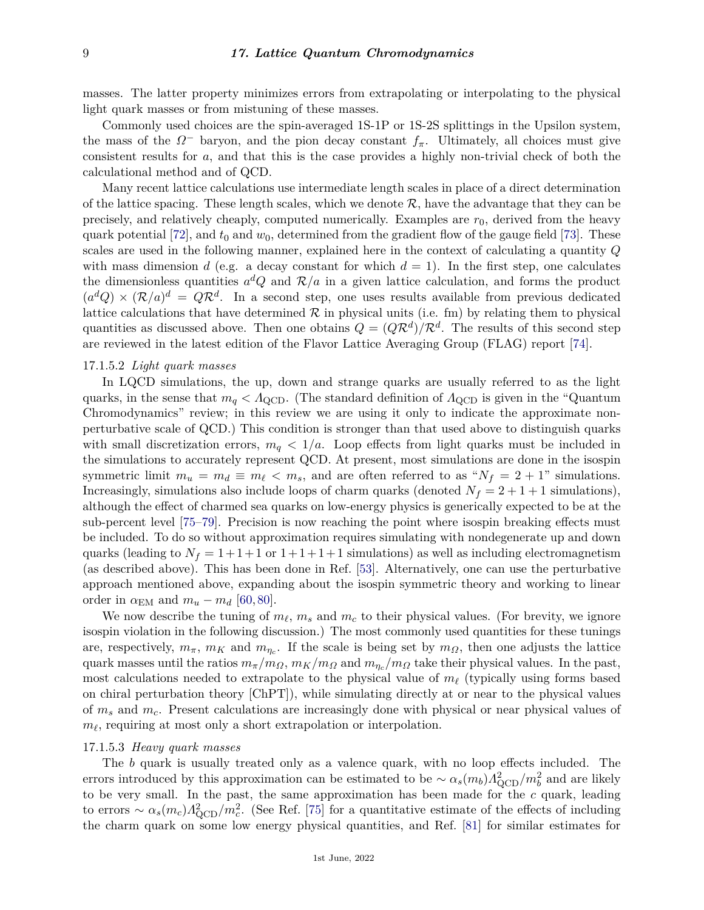masses. The latter property minimizes errors from extrapolating or interpolating to the physical light quark masses or from mistuning of these masses.

Commonly used choices are the spin-averaged 1S-1P or 1S-2S splittings in the Upsilon system, the mass of the $\Omega^-$ baryon, and the pion decay constant $f_\pi$. Ultimately, all choices must give consistent results for $a$, and that this is the case provides a highly non-trivial check of both the calculational method and of QCD.

Many recent lattice calculations use intermediate length scales in place of a direct determination of the lattice spacing. These length scales, which we denote $\mathcal{R}$, have the advantage that they can be precisely, and relatively cheaply, computed numerically. Examples are $r_0$, derived from the heavy quark potential [72], and $t_0$ and $w_0$, determined from the gradient flow of the gauge field [73]. These scales are used in the following manner, explained here in the context of calculating a quantity $Q$ with mass dimension $d$ (e.g. a decay constant for which $d = 1$). In the first step, one calculates the dimensionless quantities $a^d Q$ and $\mathcal{R}/a$ in a given lattice calculation, and forms the product $(a^d Q) \times (\mathcal{R}/a)^d = Q\mathcal{R}^d$. In a second step, one uses results available from previous dedicated lattice calculations that have determined $\mathcal{R}$ in physical units (i.e. fm) by relating them to physical quantities as discussed above. Then one obtains $Q = (Q\mathcal{R}^d)/\mathcal{R}^d$. The results of this second step are reviewed in the latest edition of the Flavor Lattice Averaging Group (FLAG) report [74].

17.1.5.2 *Light quark masses*

In LQCD simulations, the up, down and strange quarks are usually referred to as the light quarks, in the sense that $m_q < \Lambda_{\rm QCD}$. (The standard definition of $\Lambda_{\rm QCD}$ is given in the "Quantum Chromodynamics" review; in this review we are using it only to indicate the approximate non-perturbative scale of QCD.) This condition is stronger than that used above to distinguish quarks with small discretization errors, $m_q < 1/a$. Loop effects from light quarks must be included in the simulations to accurately represent QCD. At present, most simulations are done in the isospin symmetric limit $m_u = m_d \equiv m_\ell < m_s$, and are often referred to as "$N_f = 2 + 1$" simulations. Increasingly, simulations also include loops of charm quarks (denoted $N_f = 2+1+1$ simulations), although the effect of charmed sea quarks on low-energy physics is generically expected to be at the sub-percent level [75–79]. Precision is now reaching the point where isospin breaking effects must be included. To do so without approximation requires simulating with nondegenerate up and down quarks (leading to $N_f = 1+1+1$ or $1+1+1+1$ simulations) as well as including electromagnetism (as described above). This has been done in Ref. [53]. Alternatively, one can use the perturbative approach mentioned above, expanding about the isospin symmetric theory and working to linear order in $\alpha_{\rm EM}$ and $m_u - m_d$ [60, 80].

We now describe the tuning of $m_\ell$, $m_s$ and $m_c$ to their physical values. (For brevity, we ignore isospin violation in the following discussion.) The most commonly used quantities for these tunings are, respectively, $m_\pi$, $m_K$ and $m_{\eta_c}$. If the scale is being set by $m_\Omega$, then one adjusts the lattice quark masses until the ratios $m_\pi/m_\Omega$, $m_K/m_\Omega$ and $m_{\eta_c}/m_\Omega$ take their physical values. In the past, most calculations needed to extrapolate to the physical value of $m_\ell$ (typically using forms based on chiral perturbation theory [ChPT]), while simulating directly at or near to the physical values of $m_s$ and $m_c$. Present calculations are increasingly done with physical or near physical values of $m_\ell$, requiring at most only a short extrapolation or interpolation.

17.1.5.3 *Heavy quark masses*

The $b$ quark is usually treated only as a valence quark, with no loop effects included. The errors introduced by this approximation can be estimated to be $\sim \alpha_s(m_b)\Lambda^2_{\rm QCD}/m_b^2$ and are likely to be very small. In the past, the same approximation has been made for the $c$ quark, leading to errors $\sim \alpha_s(m_c)\Lambda^2_{\rm QCD}/m_c^2$. (See Ref. [75] for a quantitative estimate of the effects of including the charm quark on some low energy physical quantities, and Ref. [81] for similar estimates for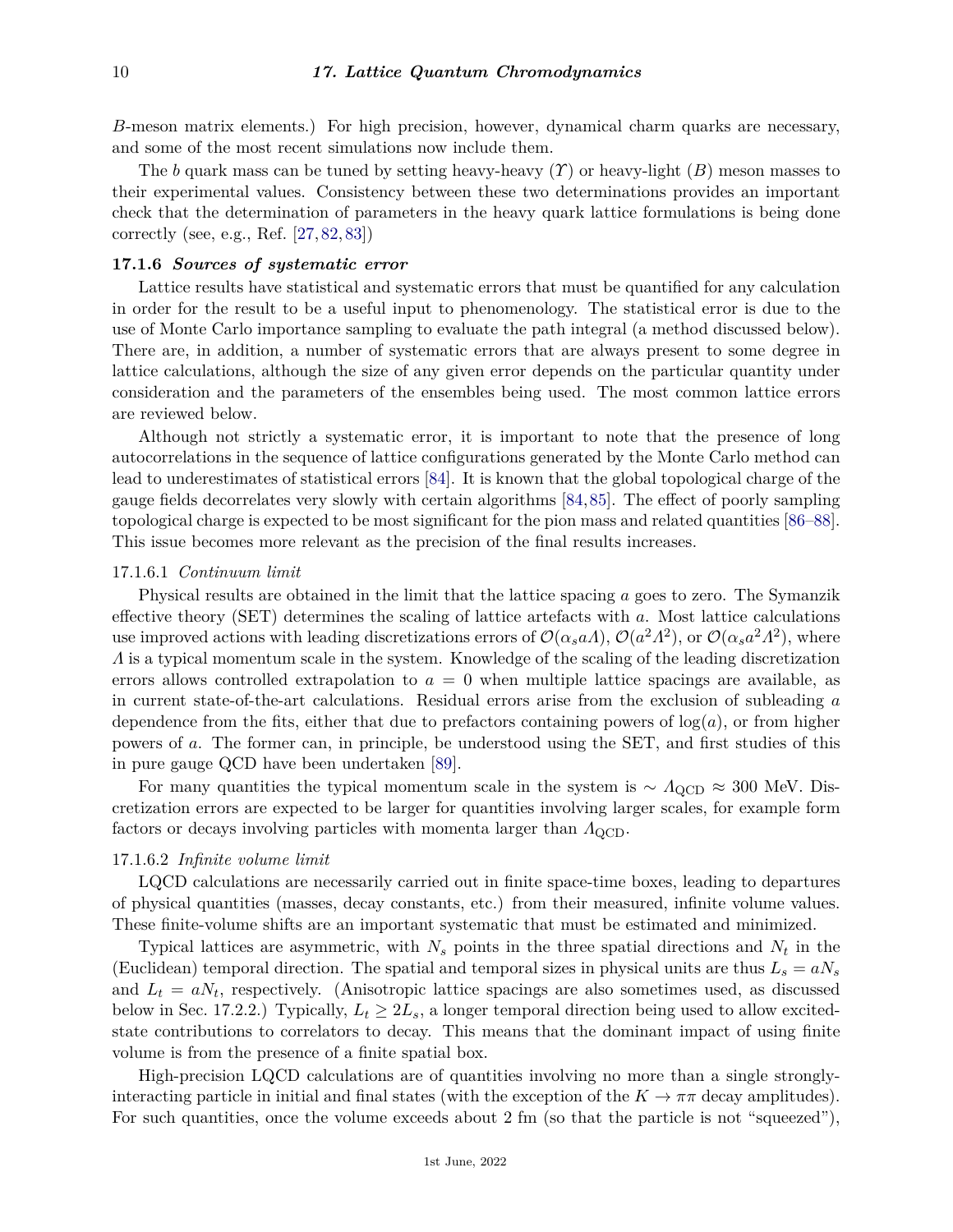*B*-meson matrix elements.) For high precision, however, dynamical charm quarks are necessary, and some of the most recent simulations now include them.

The $b$ quark mass can be tuned by setting heavy-heavy ($\Upsilon$) or heavy-light ($B$) meson masses to their experimental values. Consistency between these two determinations provides an important check that the determination of parameters in the heavy quark lattice formulations is being done correctly (see, e.g., Ref. [27, 82, 83])

### 17.1.6 *Sources of systematic error*

Lattice results have statistical and systematic errors that must be quantified for any calculation in order for the result to be a useful input to phenomenology. The statistical error is due to the use of Monte Carlo importance sampling to evaluate the path integral (a method discussed below). There are, in addition, a number of systematic errors that are always present to some degree in lattice calculations, although the size of any given error depends on the particular quantity under consideration and the parameters of the ensembles being used. The most common lattice errors are reviewed below.

Although not strictly a systematic error, it is important to note that the presence of long autocorrelations in the sequence of lattice configurations generated by the Monte Carlo method can lead to underestimates of statistical errors [84]. It is known that the global topological charge of the gauge fields decorrelates very slowly with certain algorithms [84, 85]. The effect of poorly sampling topological charge is expected to be most significant for the pion mass and related quantities [86–88]. This issue becomes more relevant as the precision of the final results increases.

#### 17.1.6.1 *Continuum limit*

Physical results are obtained in the limit that the lattice spacing $a$ goes to zero. The Symanzik effective theory (SET) determines the scaling of lattice artefacts with $a$. Most lattice calculations use improved actions with leading discretizations errors of $\mathcal{O}(\alpha_s a\Lambda)$, $\mathcal{O}(a^2\Lambda^2)$, or $\mathcal{O}(\alpha_s a^2\Lambda^2)$, where $\Lambda$ is a typical momentum scale in the system. Knowledge of the scaling of the leading discretization errors allows controlled extrapolation to $a = 0$ when multiple lattice spacings are available, as in current state-of-the-art calculations. Residual errors arise from the exclusion of subleading $a$ dependence from the fits, either that due to prefactors containing powers of $\log(a)$, or from higher powers of $a$. The former can, in principle, be understood using the SET, and first studies of this in pure gauge QCD have been undertaken [89].

For many quantities the typical momentum scale in the system is $\sim \Lambda_{\rm QCD} \approx 300$ MeV. Discretization errors are expected to be larger for quantities involving larger scales, for example form factors or decays involving particles with momenta larger than $\Lambda_{\rm QCD}$.

#### 17.1.6.2 *Infinite volume limit*

LQCD calculations are necessarily carried out in finite space-time boxes, leading to departures of physical quantities (masses, decay constants, etc.) from their measured, infinite volume values. These finite-volume shifts are an important systematic that must be estimated and minimized.

Typical lattices are asymmetric, with $N_s$ points in the three spatial directions and $N_t$ in the (Euclidean) temporal direction. The spatial and temporal sizes in physical units are thus $L_s = aN_s$ and $L_t = aN_t$, respectively. (Anisotropic lattice spacings are also sometimes used, as discussed below in Sec. 17.2.2.) Typically, $L_t \geq 2L_s$, a longer temporal direction being used to allow excited-state contributions to correlators to decay. This means that the dominant impact of using finite volume is from the presence of a finite spatial box.

High-precision LQCD calculations are of quantities involving no more than a single strongly-interacting particle in initial and final states (with the exception of the $K \to \pi\pi$ decay amplitudes). For such quantities, once the volume exceeds about 2 fm (so that the particle is not "squeezed"),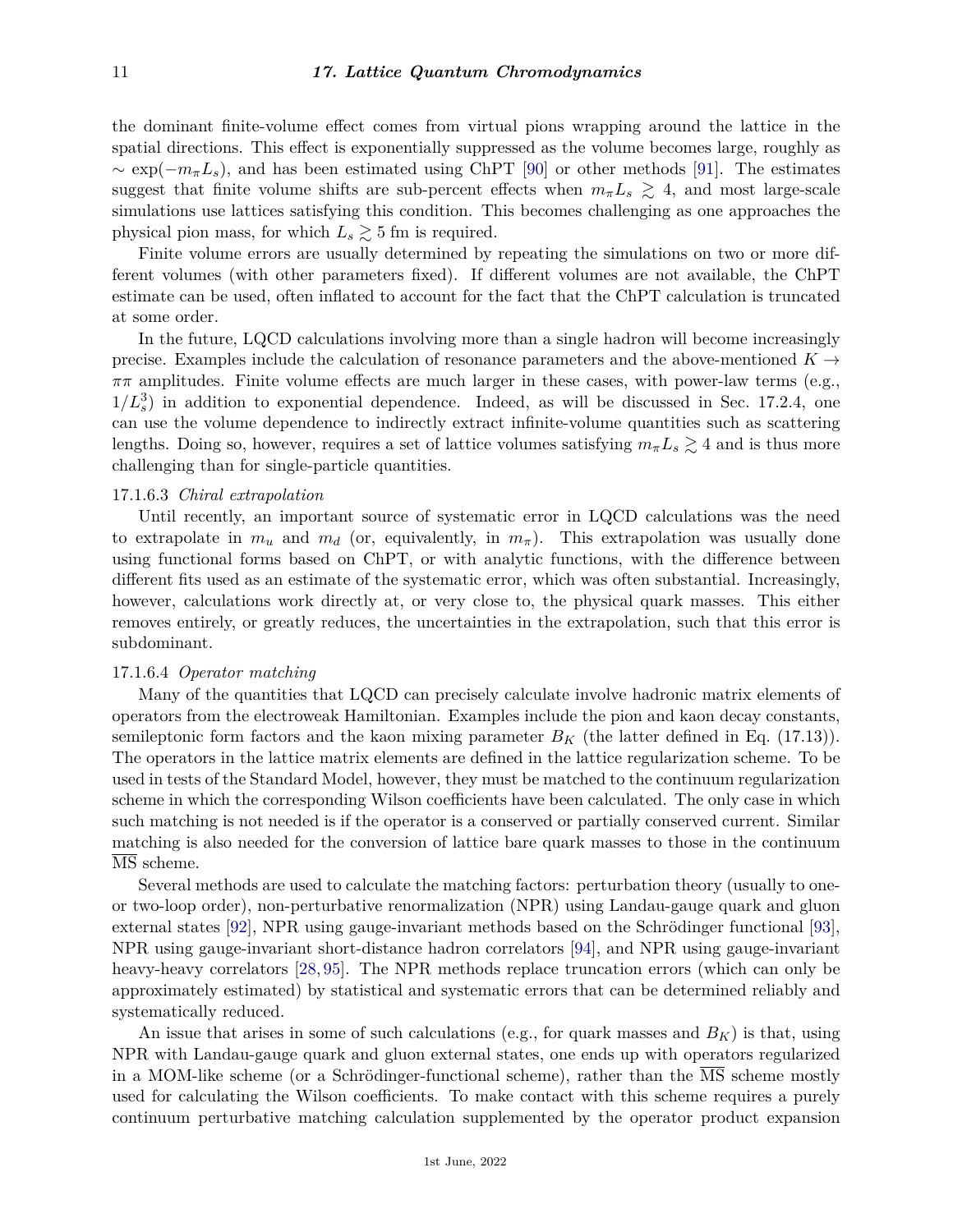the dominant finite-volume effect comes from virtual pions wrapping around the lattice in the spatial directions. This effect is exponentially suppressed as the volume becomes large, roughly as $\sim \exp(-m_\pi L_s)$, and has been estimated using ChPT [90] or other methods [91]. The estimates suggest that finite volume shifts are sub-percent effects when $m_\pi L_s \gtrsim 4$, and most large-scale simulations use lattices satisfying this condition. This becomes challenging as one approaches the physical pion mass, for which $L_s \gtrsim 5$ fm is required.

Finite volume errors are usually determined by repeating the simulations on two or more different volumes (with other parameters fixed). If different volumes are not available, the ChPT estimate can be used, often inflated to account for the fact that the ChPT calculation is truncated at some order.

In the future, LQCD calculations involving more than a single hadron will become increasingly precise. Examples include the calculation of resonance parameters and the above-mentioned $K \to \pi\pi$ amplitudes. Finite volume effects are much larger in these cases, with power-law terms (e.g., $1/L_s^3$) in addition to exponential dependence. Indeed, as will be discussed in Sec. 17.2.4, one can use the volume dependence to indirectly extract infinite-volume quantities such as scattering lengths. Doing so, however, requires a set of lattice volumes satisfying $m_\pi L_s \gtrsim 4$ and is thus more challenging than for single-particle quantities.

#### 17.1.6.3 *Chiral extrapolation*

Until recently, an important source of systematic error in LQCD calculations was the need to extrapolate in $m_u$ and $m_d$ (or, equivalently, in $m_\pi$). This extrapolation was usually done using functional forms based on ChPT, or with analytic functions, with the difference between different fits used as an estimate of the systematic error, which was often substantial. Increasingly, however, calculations work directly at, or very close to, the physical quark masses. This either removes entirely, or greatly reduces, the uncertainties in the extrapolation, such that this error is subdominant.

#### 17.1.6.4 *Operator matching*

Many of the quantities that LQCD can precisely calculate involve hadronic matrix elements of operators from the electroweak Hamiltonian. Examples include the pion and kaon decay constants, semileptonic form factors and the kaon mixing parameter $B_K$ (the latter defined in Eq. (17.13)). The operators in the lattice matrix elements are defined in the lattice regularization scheme. To be used in tests of the Standard Model, however, they must be matched to the continuum regularization scheme in which the corresponding Wilson coefficients have been calculated. The only case in which such matching is not needed is if the operator is a conserved or partially conserved current. Similar matching is also needed for the conversion of lattice bare quark masses to those in the continuum $\overline{\text{MS}}$ scheme.

Several methods are used to calculate the matching factors: perturbation theory (usually to one- or two-loop order), non-perturbative renormalization (NPR) using Landau-gauge quark and gluon external states [92], NPR using gauge-invariant methods based on the Schrödinger functional [93], NPR using gauge-invariant short-distance hadron correlators [94], and NPR using gauge-invariant heavy-heavy correlators [28, 95]. The NPR methods replace truncation errors (which can only be approximately estimated) by statistical and systematic errors that can be determined reliably and systematically reduced.

An issue that arises in some of such calculations (e.g., for quark masses and $B_K$) is that, using NPR with Landau-gauge quark and gluon external states, one ends up with operators regularized in a MOM-like scheme (or a Schrödinger-functional scheme), rather than the $\overline{\text{MS}}$ scheme mostly used for calculating the Wilson coefficients. To make contact with this scheme requires a purely continuum perturbative matching calculation supplemented by the operator product expansion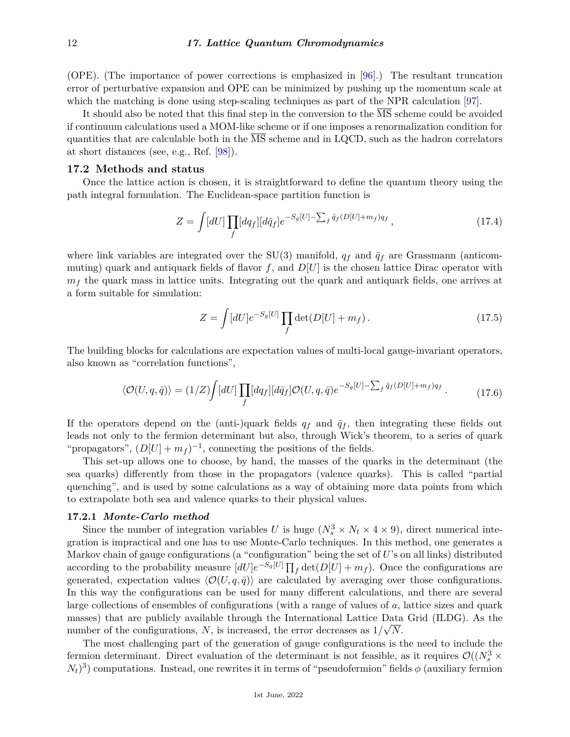(OPE). (The importance of power corrections is emphasized in [96].) The resultant truncation error of perturbative expansion and OPE can be minimized by pushing up the momentum scale at which the matching is done using step-scaling techniques as part of the NPR calculation [97].

It should also be noted that this final step in the conversion to the $\overline{\rm MS}$ scheme could be avoided if continuum calculations used a MOM-like scheme or if one imposes a renormalization condition for quantities that are calculable both in the $\overline{\rm MS}$ scheme and in LQCD, such as the hadron correlators at short distances (see, e.g., Ref. [98]).

## 17.2 Methods and status

Once the lattice action is chosen, it is straightforward to define the quantum theory using the path integral formulation. The Euclidean-space partition function is

$$Z = \int [dU] \prod_f [dq_f][d\bar{q}_f] e^{-S_g[U] - \sum_f \bar{q}_f (D[U] + m_f) q_f} \,, \tag{17.4}$$

where link variables are integrated over the SU(3) manifold, $q_f$ and $\bar{q}_f$ are Grassmann (anticommuting) quark and antiquark fields of flavor $f$, and $D[U]$ is the chosen lattice Dirac operator with $m_f$ the quark mass in lattice units. Integrating out the quark and antiquark fields, one arrives at a form suitable for simulation:

$$Z = \int [dU] e^{-S_g[U]} \prod_f \det(D[U] + m_f) \,. \tag{17.5}$$

The building blocks for calculations are expectation values of multi-local gauge-invariant operators, also known as "correlation functions",

$$\langle \mathcal{O}(U, q, \bar{q}) \rangle = (1/Z) \int [dU] \prod_f [dq_f][d\bar{q}_f] \mathcal{O}(U, q, \bar{q}) e^{-S_g[U] - \sum_f \bar{q}_f (D[U] + m_f) q_f} \,. \tag{17.6}$$

If the operators depend on the (anti-)quark fields $q_f$ and $\bar{q}_f$, then integrating these fields out leads not only to the fermion determinant but also, through Wick's theorem, to a series of quark "propagators", $(D[U] + m_f)^{-1}$, connecting the positions of the fields.

This set-up allows one to choose, by hand, the masses of the quarks in the determinant (the sea quarks) differently from those in the propagators (valence quarks). This is called "partial quenching", and is used by some calculations as a way of obtaining more data points from which to extrapolate both sea and valence quarks to their physical values.

### 17.2.1 *Monte-Carlo method*

Since the number of integration variables $U$ is huge ($N_s^3 \times N_t \times 4 \times 9$), direct numerical integration is impractical and one has to use Monte-Carlo techniques. In this method, one generates a Markov chain of gauge configurations (a "configuration" being the set of $U$'s on all links) distributed according to the probability measure $[dU] e^{-S_g[U]} \prod_f \det(D[U] + m_f)$. Once the configurations are generated, expectation values $\langle \mathcal{O}(U, q, \bar{q}) \rangle$ are calculated by averaging over those configurations. In this way the configurations can be used for many different calculations, and there are several large collections of ensembles of configurations (with a range of values of $a$, lattice sizes and quark masses) that are publicly available through the International Lattice Data Grid (ILDG). As the number of the configurations, $N$, is increased, the error decreases as $1/\sqrt{N}$.

The most challenging part of the generation of gauge configurations is the need to include the fermion determinant. Direct evaluation of the determinant is not feasible, as it requires $\mathcal{O}((N_s^3 \times N_t)^3)$ computations. Instead, one rewrites it in terms of "pseudofermion" fields $\phi$ (auxiliary fermion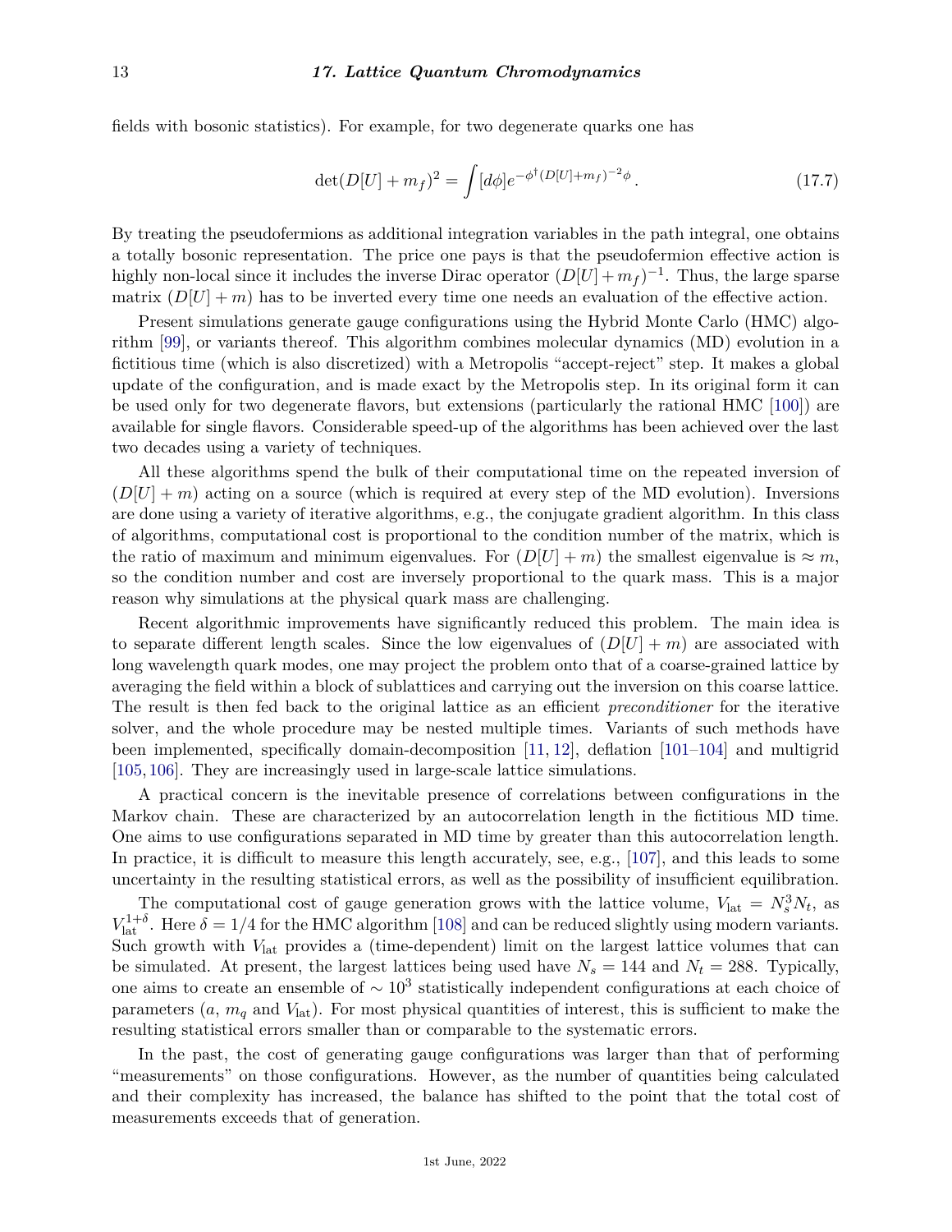fields with bosonic statistics). For example, for two degenerate quarks one has

$$\det(D[U]+m_f)^2 = \int [d\phi] e^{-\phi^\dagger (D[U]+m_f)^{-2}\phi} \,. \tag{17.7}$$

By treating the pseudofermions as additional integration variables in the path integral, one obtains a totally bosonic representation. The price one pays is that the pseudofermion effective action is highly non-local since it includes the inverse Dirac operator $(D[U]+m_f)^{-1}$. Thus, the large sparse matrix $(D[U]+m)$ has to be inverted every time one needs an evaluation of the effective action.

Present simulations generate gauge configurations using the Hybrid Monte Carlo (HMC) algorithm [99], or variants thereof. This algorithm combines molecular dynamics (MD) evolution in a fictitious time (which is also discretized) with a Metropolis "accept-reject" step. It makes a global update of the configuration, and is made exact by the Metropolis step. In its original form it can be used only for two degenerate flavors, but extensions (particularly the rational HMC [100]) are available for single flavors. Considerable speed-up of the algorithms has been achieved over the last two decades using a variety of techniques.

All these algorithms spend the bulk of their computational time on the repeated inversion of $(D[U]+m)$ acting on a source (which is required at every step of the MD evolution). Inversions are done using a variety of iterative algorithms, e.g., the conjugate gradient algorithm. In this class of algorithms, computational cost is proportional to the condition number of the matrix, which is the ratio of maximum and minimum eigenvalues. For $(D[U]+m)$ the smallest eigenvalue is $\approx m$, so the condition number and cost are inversely proportional to the quark mass. This is a major reason why simulations at the physical quark mass are challenging.

Recent algorithmic improvements have significantly reduced this problem. The main idea is to separate different length scales. Since the low eigenvalues of $(D[U]+m)$ are associated with long wavelength quark modes, one may project the problem onto that of a coarse-grained lattice by averaging the field within a block of sublattices and carrying out the inversion on this coarse lattice. The result is then fed back to the original lattice as an efficient *preconditioner* for the iterative solver, and the whole procedure may be nested multiple times. Variants of such methods have been implemented, specifically domain-decomposition [11, 12], deflation [101–104] and multigrid [105, 106]. They are increasingly used in large-scale lattice simulations.

A practical concern is the inevitable presence of correlations between configurations in the Markov chain. These are characterized by an autocorrelation length in the fictitious MD time. One aims to use configurations separated in MD time by greater than this autocorrelation length. In practice, it is difficult to measure this length accurately, see, e.g., [107], and this leads to some uncertainty in the resulting statistical errors, as well as the possibility of insufficient equilibration.

The computational cost of gauge generation grows with the lattice volume, $V_{\rm lat} = N_s^3 N_t$, as $V_{\rm lat}^{1+\delta}$. Here $\delta = 1/4$ for the HMC algorithm [108] and can be reduced slightly using modern variants. Such growth with $V_{\rm lat}$ provides a (time-dependent) limit on the largest lattice volumes that can be simulated. At present, the largest lattices being used have $N_s = 144$ and $N_t = 288$. Typically, one aims to create an ensemble of $\sim 10^3$ statistically independent configurations at each choice of parameters ($a$, $m_q$ and $V_{\rm lat}$). For most physical quantities of interest, this is sufficient to make the resulting statistical errors smaller than or comparable to the systematic errors.

In the past, the cost of generating gauge configurations was larger than that of performing "measurements" on those configurations. However, as the number of quantities being calculated and their complexity has increased, the balance has shifted to the point that the total cost of measurements exceeds that of generation.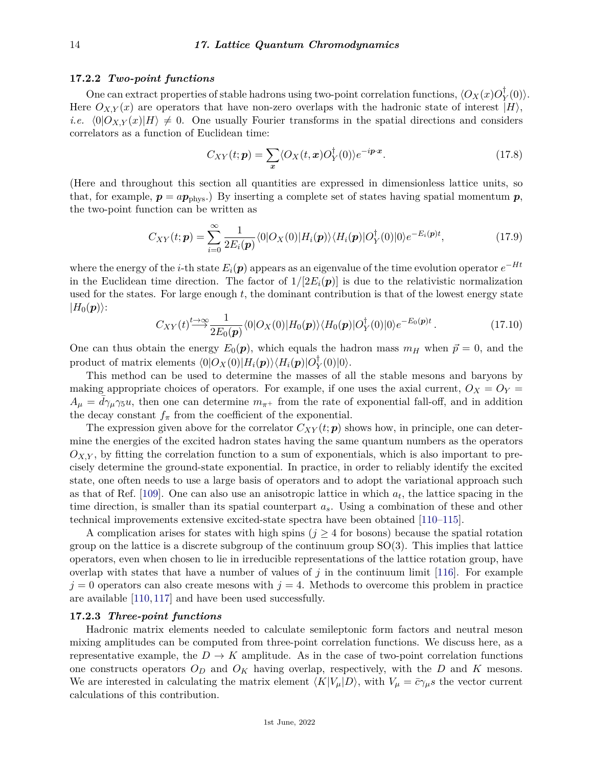### 17.2.2 *Two-point functions*

One can extract properties of stable hadrons using two-point correlation functions, $\langle O_X(x) O_Y^\dagger(0)\rangle$. Here $O_{X,Y}(x)$ are operators that have non-zero overlaps with the hadronic state of interest $|H\rangle$, *i.e.* $\langle 0|O_{X,Y}(x)|H\rangle \neq 0$. One usually Fourier transforms in the spatial directions and considers correlators as a function of Euclidean time:

$$C_{XY}(t;\boldsymbol{p}) = \sum_{\boldsymbol{x}} \langle O_X(t,\boldsymbol{x}) O_Y^\dagger(0)\rangle e^{-i\boldsymbol{p}\cdot\boldsymbol{x}}. \tag{17.8}$$

(Here and throughout this section all quantities are expressed in dimensionless lattice units, so that, for example, $\boldsymbol{p} = a\boldsymbol{p}_{\rm phys}$.) By inserting a complete set of states having spatial momentum $\boldsymbol{p}$, the two-point function can be written as

$$C_{XY}(t;\boldsymbol{p}) = \sum_{i=0}^{\infty} \frac{1}{2E_i(\boldsymbol{p})} \langle 0|O_X(0)|H_i(\boldsymbol{p})\rangle \langle H_i(\boldsymbol{p})|O_Y^\dagger(0)|0\rangle e^{-E_i(\boldsymbol{p})t}, \tag{17.9}$$

where the energy of the $i$-th state $E_i(\boldsymbol{p})$ appears as an eigenvalue of the time evolution operator $e^{-Ht}$ in the Euclidean time direction. The factor of $1/[2E_i(\boldsymbol{p})]$ is due to the relativistic normalization used for the states. For large enough $t$, the dominant contribution is that of the lowest energy state $|H_0(\boldsymbol{p})\rangle$:

$$C_{XY}(t) \overset{t\to\infty}{\longrightarrow} \frac{1}{2E_0(\boldsymbol{p})} \langle 0|O_X(0)|H_0(\boldsymbol{p})\rangle \langle H_0(\boldsymbol{p})|O_Y^\dagger(0)|0\rangle e^{-E_0(\boldsymbol{p})t}. \tag{17.10}$$

One can thus obtain the energy $E_0(\boldsymbol{p})$, which equals the hadron mass $m_H$ when $\vec{p} = 0$, and the product of matrix elements $\langle 0|O_X(0)|H_i(\boldsymbol{p})\rangle\langle H_i(\boldsymbol{p})|O_Y^\dagger(0)|0\rangle$.

This method can be used to determine the masses of all the stable mesons and baryons by making appropriate choices of operators. For example, if one uses the axial current, $O_X = O_Y = A_\mu = \bar{d}\gamma_\mu\gamma_5 u$, then one can determine $m_{\pi^+}$ from the rate of exponential fall-off, and in addition the decay constant $f_\pi$ from the coefficient of the exponential.

The expression given above for the correlator $C_{XY}(t;\boldsymbol{p})$ shows how, in principle, one can determine the energies of the excited hadron states having the same quantum numbers as the operators $O_{X,Y}$, by fitting the correlation function to a sum of exponentials, which is also important to precisely determine the ground-state exponential. In practice, in order to reliably identify the excited state, one often needs to use a large basis of operators and to adopt the variational approach such as that of Ref. [109]. One can also use an anisotropic lattice in which $a_t$, the lattice spacing in the time direction, is smaller than its spatial counterpart $a_s$. Using a combination of these and other technical improvements extensive excited-state spectra have been obtained [110–115].

A complication arises for states with high spins ($j \geq 4$ for bosons) because the spatial rotation group on the lattice is a discrete subgroup of the continuum group SO(3). This implies that lattice operators, even when chosen to lie in irreducible representations of the lattice rotation group, have overlap with states that have a number of values of $j$ in the continuum limit [116]. For example $j = 0$ operators can also create mesons with $j = 4$. Methods to overcome this problem in practice are available [110, 117] and have been used successfully.

### 17.2.3 *Three-point functions*

Hadronic matrix elements needed to calculate semileptonic form factors and neutral meson mixing amplitudes can be computed from three-point correlation functions. We discuss here, as a representative example, the $D \to K$ amplitude. As in the case of two-point correlation functions one constructs operators $O_D$ and $O_K$ having overlap, respectively, with the $D$ and $K$ mesons. We are interested in calculating the matrix element $\langle K|V_\mu|D\rangle$, with $V_\mu = \bar{c}\gamma_\mu s$ the vector current calculations of this contribution.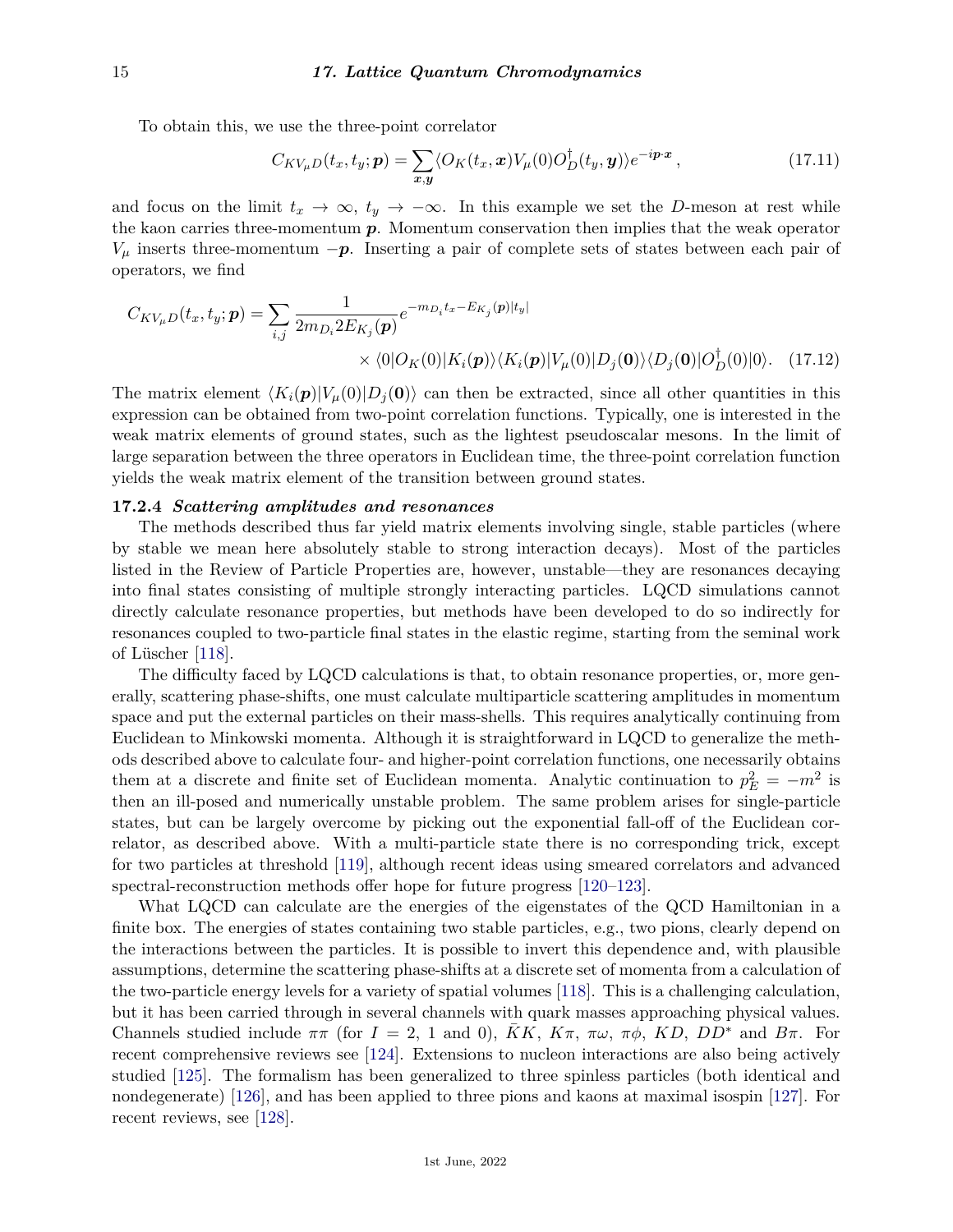To obtain this, we use the three-point correlator

$$C_{KV_\mu D}(t_x, t_y; \boldsymbol{p}) = \sum_{\boldsymbol{x},\boldsymbol{y}} \langle O_K(t_x, \boldsymbol{x}) V_\mu(0) O_D^\dagger(t_y, \boldsymbol{y})\rangle e^{-i\boldsymbol{p}\cdot\boldsymbol{x}}\,, \tag{17.11}$$

and focus on the limit $t_x \to \infty$, $t_y \to -\infty$. In this example we set the $D$-meson at rest while the kaon carries three-momentum $\boldsymbol{p}$. Momentum conservation then implies that the weak operator $V_\mu$ inserts three-momentum $-\boldsymbol{p}$. Inserting a pair of complete sets of states between each pair of operators, we find

$$C_{KV_\mu D}(t_x, t_y; \boldsymbol{p}) = \sum_{i,j} \frac{1}{2m_{D_i} 2E_{K_j}(\boldsymbol{p})} e^{-m_{D_i} t_x - E_{K_j}(\boldsymbol{p})|t_y|} \\ \times \langle 0|O_K(0)|K_i(\boldsymbol{p})\rangle \langle K_i(\boldsymbol{p})|V_\mu(0)|D_j(\boldsymbol{0})\rangle \langle D_j(\boldsymbol{0})|O_D^\dagger(0)|0\rangle. \tag{17.12}$$

The matrix element $\langle K_i(\boldsymbol{p})|V_\mu(0)|D_j(\boldsymbol{0})\rangle$ can then be extracted, since all other quantities in this expression can be obtained from two-point correlation functions. Typically, one is interested in the weak matrix elements of ground states, such as the lightest pseudoscalar mesons. In the limit of large separation between the three operators in Euclidean time, the three-point correlation function yields the weak matrix element of the transition between ground states.

### 17.2.4 *Scattering amplitudes and resonances*

The methods described thus far yield matrix elements involving single, stable particles (where by stable we mean here absolutely stable to strong interaction decays). Most of the particles listed in the Review of Particle Properties are, however, unstable—they are resonances decaying into final states consisting of multiple strongly interacting particles. LQCD simulations cannot directly calculate resonance properties, but methods have been developed to do so indirectly for resonances coupled to two-particle final states in the elastic regime, starting from the seminal work of Lüscher [118].

The difficulty faced by LQCD calculations is that, to obtain resonance properties, or, more generally, scattering phase-shifts, one must calculate multiparticle scattering amplitudes in momentum space and put the external particles on their mass-shells. This requires analytically continuing from Euclidean to Minkowski momenta. Although it is straightforward in LQCD to generalize the methods described above to calculate four- and higher-point correlation functions, one necessarily obtains them at a discrete and finite set of Euclidean momenta. Analytic continuation to $p_E^2 = -m^2$ is then an ill-posed and numerically unstable problem. The same problem arises for single-particle states, but can be largely overcome by picking out the exponential fall-off of the Euclidean correlator, as described above. With a multi-particle state there is no corresponding trick, except for two particles at threshold [119], although recent ideas using smeared correlators and advanced spectral-reconstruction methods offer hope for future progress [120–123].

What LQCD can calculate are the energies of the eigenstates of the QCD Hamiltonian in a finite box. The energies of states containing two stable particles, e.g., two pions, clearly depend on the interactions between the particles. It is possible to invert this dependence and, with plausible assumptions, determine the scattering phase-shifts at a discrete set of momenta from a calculation of the two-particle energy levels for a variety of spatial volumes [118]. This is a challenging calculation, but it has been carried through in several channels with quark masses approaching physical values. Channels studied include $\pi\pi$ (for $I = 2$, 1 and 0), $\bar{K}K$, $K\pi$, $\pi\omega$, $\pi\phi$, $KD$, $DD^*$ and $B\pi$. For recent comprehensive reviews see [124]. Extensions to nucleon interactions are also being actively studied [125]. The formalism has been generalized to three spinless particles (both identical and nondegenerate) [126], and has been applied to three pions and kaons at maximal isospin [127]. For recent reviews, see [128].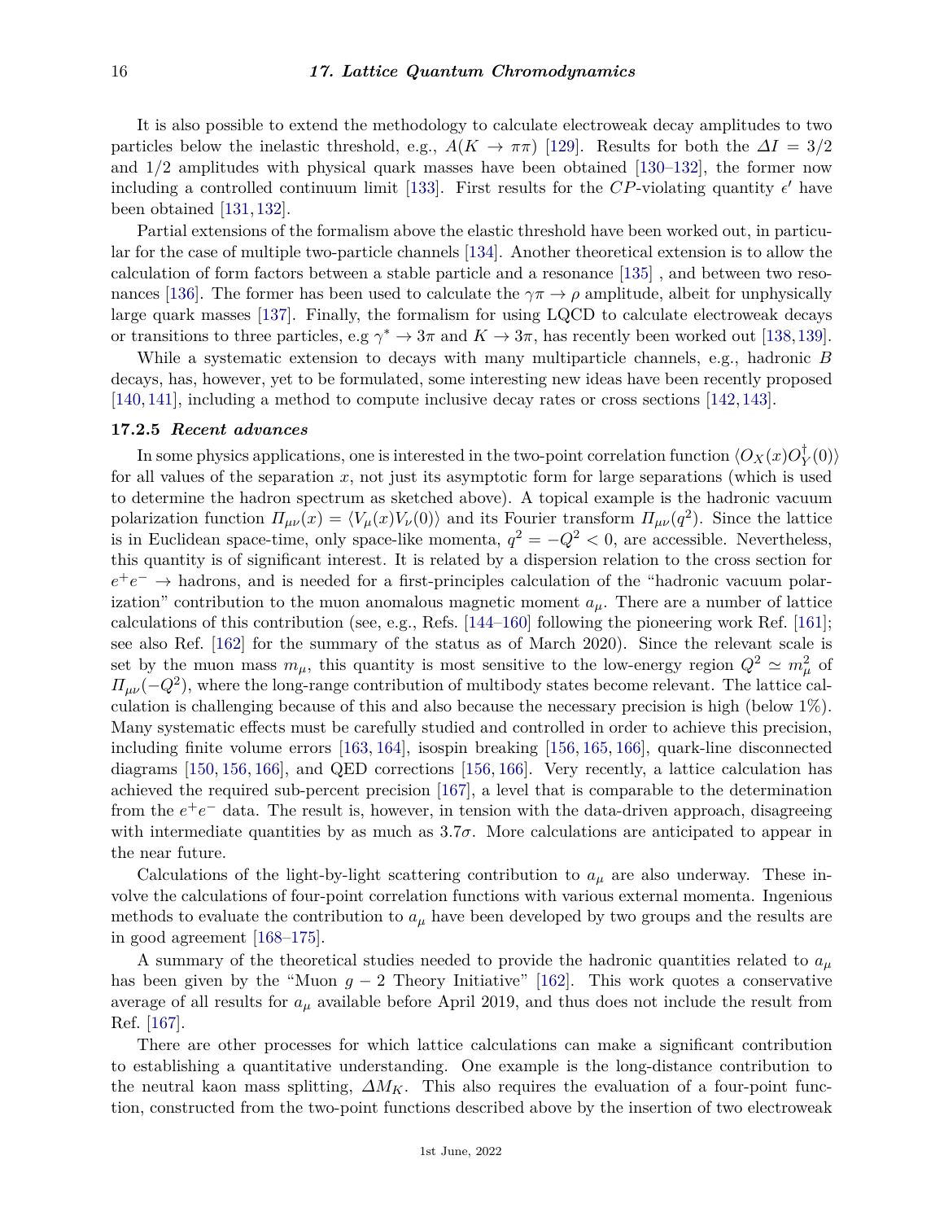It is also possible to extend the methodology to calculate electroweak decay amplitudes to two particles below the inelastic threshold, e.g., $A(K \to \pi\pi)$ [129]. Results for both the $\Delta I = 3/2$ and $1/2$ amplitudes with physical quark masses have been obtained [130–132], the former now including a controlled continuum limit [133]. First results for the $CP$-violating quantity $\epsilon'$ have been obtained [131, 132].

Partial extensions of the formalism above the elastic threshold have been worked out, in particular for the case of multiple two-particle channels [134]. Another theoretical extension is to allow the calculation of form factors between a stable particle and a resonance [135] , and between two resonances [136]. The former has been used to calculate the $\gamma\pi \to \rho$ amplitude, albeit for unphysically large quark masses [137]. Finally, the formalism for using LQCD to calculate electroweak decays or transitions to three particles, e.g $\gamma^* \to 3\pi$ and $K \to 3\pi$, has recently been worked out [138, 139].

While a systematic extension to decays with many multiparticle channels, e.g., hadronic $B$ decays, has, however, yet to be formulated, some interesting new ideas have been recently proposed [140, 141], including a method to compute inclusive decay rates or cross sections [142, 143].

### 17.2.5 *Recent advances*

In some physics applications, one is interested in the two-point correlation function $\langle O_X(x) O_Y^\dagger(0)\rangle$ for all values of the separation $x$, not just its asymptotic form for large separations (which is used to determine the hadron spectrum as sketched above). A topical example is the hadronic vacuum polarization function $\Pi_{\mu\nu}(x) = \langle V_\mu(x) V_\nu(0)\rangle$ and its Fourier transform $\Pi_{\mu\nu}(q^2)$. Since the lattice is in Euclidean space-time, only space-like momenta, $q^2 = -Q^2 < 0$, are accessible. Nevertheless, this quantity is of significant interest. It is related by a dispersion relation to the cross section for $e^+e^- \to$ hadrons, and is needed for a first-principles calculation of the "hadronic vacuum polarization" contribution to the muon anomalous magnetic moment $a_\mu$. There are a number of lattice calculations of this contribution (see, e.g., Refs. [144–160] following the pioneering work Ref. [161]; see also Ref. [162] for the summary of the status as of March 2020). Since the relevant scale is set by the muon mass $m_\mu$, this quantity is most sensitive to the low-energy region $Q^2 \simeq m_\mu^2$ of $\Pi_{\mu\nu}(-Q^2)$, where the long-range contribution of multibody states become relevant. The lattice calculation is challenging because of this and also because the necessary precision is high (below 1%). Many systematic effects must be carefully studied and controlled in order to achieve this precision, including finite volume errors [163, 164], isospin breaking [156, 165, 166], quark-line disconnected diagrams [150, 156, 166], and QED corrections [156, 166]. Very recently, a lattice calculation has achieved the required sub-percent precision [167], a level that is comparable to the determination from the $e^+e^-$ data. The result is, however, in tension with the data-driven approach, disagreeing with intermediate quantities by as much as $3.7\sigma$. More calculations are anticipated to appear in the near future.

Calculations of the light-by-light scattering contribution to $a_\mu$ are also underway. These involve the calculations of four-point correlation functions with various external momenta. Ingenious methods to evaluate the contribution to $a_\mu$ have been developed by two groups and the results are in good agreement [168–175].

A summary of the theoretical studies needed to provide the hadronic quantities related to $a_\mu$ has been given by the "Muon $g-2$ Theory Initiative" [162]. This work quotes a conservative average of all results for $a_\mu$ available before April 2019, and thus does not include the result from Ref. [167].

There are other processes for which lattice calculations can make a significant contribution to establishing a quantitative understanding. One example is the long-distance contribution to the neutral kaon mass splitting, $\Delta M_K$. This also requires the evaluation of a four-point function, constructed from the two-point functions described above by the insertion of two electroweak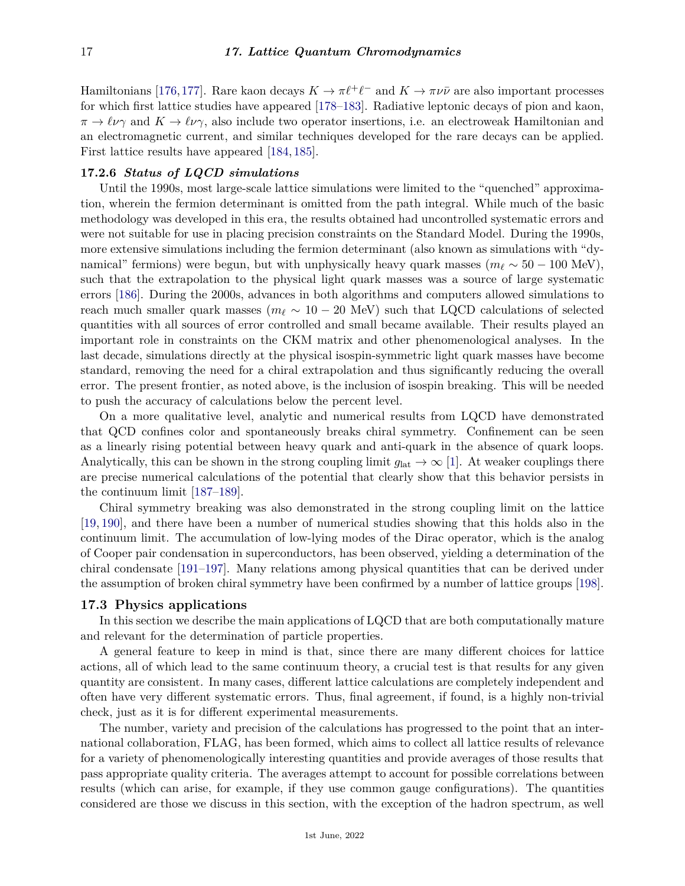Hamiltonians [176, 177]. Rare kaon decays $K \to \pi\ell^+\ell^-$ and $K \to \pi\nu\bar{\nu}$ are also important processes for which first lattice studies have appeared [178–183]. Radiative leptonic decays of pion and kaon, $\pi \to \ell\nu\gamma$ and $K \to \ell\nu\gamma$, also include two operator insertions, i.e. an electroweak Hamiltonian and an electromagnetic current, and similar techniques developed for the rare decays can be applied. First lattice results have appeared [184, 185].

### 17.2.6 *Status of LQCD simulations*

Until the 1990s, most large-scale lattice simulations were limited to the "quenched" approximation, wherein the fermion determinant is omitted from the path integral. While much of the basic methodology was developed in this era, the results obtained had uncontrolled systematic errors and were not suitable for use in placing precision constraints on the Standard Model. During the 1990s, more extensive simulations including the fermion determinant (also known as simulations with "dynamical" fermions) were begun, but with unphysically heavy quark masses ($m_\ell \sim 50 - 100$ MeV), such that the extrapolation to the physical light quark masses was a source of large systematic errors [186]. During the 2000s, advances in both algorithms and computers allowed simulations to reach much smaller quark masses ($m_\ell \sim 10 - 20$ MeV) such that LQCD calculations of selected quantities with all sources of error controlled and small became available. Their results played an important role in constraints on the CKM matrix and other phenomenological analyses. In the last decade, simulations directly at the physical isospin-symmetric light quark masses have become standard, removing the need for a chiral extrapolation and thus significantly reducing the overall error. The present frontier, as noted above, is the inclusion of isospin breaking. This will be needed to push the accuracy of calculations below the percent level.

On a more qualitative level, analytic and numerical results from LQCD have demonstrated that QCD confines color and spontaneously breaks chiral symmetry. Confinement can be seen as a linearly rising potential between heavy quark and anti-quark in the absence of quark loops. Analytically, this can be shown in the strong coupling limit $g_{\rm lat} \to \infty$ [1]. At weaker couplings there are precise numerical calculations of the potential that clearly show that this behavior persists in the continuum limit [187–189].

Chiral symmetry breaking was also demonstrated in the strong coupling limit on the lattice [19, 190], and there have been a number of numerical studies showing that this holds also in the continuum limit. The accumulation of low-lying modes of the Dirac operator, which is the analog of Cooper pair condensation in superconductors, has been observed, yielding a determination of the chiral condensate [191–197]. Many relations among physical quantities that can be derived under the assumption of broken chiral symmetry have been confirmed by a number of lattice groups [198].

## 17.3 Physics applications

In this section we describe the main applications of LQCD that are both computationally mature and relevant for the determination of particle properties.

A general feature to keep in mind is that, since there are many different choices for lattice actions, all of which lead to the same continuum theory, a crucial test is that results for any given quantity are consistent. In many cases, different lattice calculations are completely independent and often have very different systematic errors. Thus, final agreement, if found, is a highly non-trivial check, just as it is for different experimental measurements.

The number, variety and precision of the calculations has progressed to the point that an international collaboration, FLAG, has been formed, which aims to collect all lattice results of relevance for a variety of phenomenologically interesting quantities and provide averages of those results that pass appropriate quality criteria. The averages attempt to account for possible correlations between results (which can arise, for example, if they use common gauge configurations). The quantities considered are those we discuss in this section, with the exception of the hadron spectrum, as well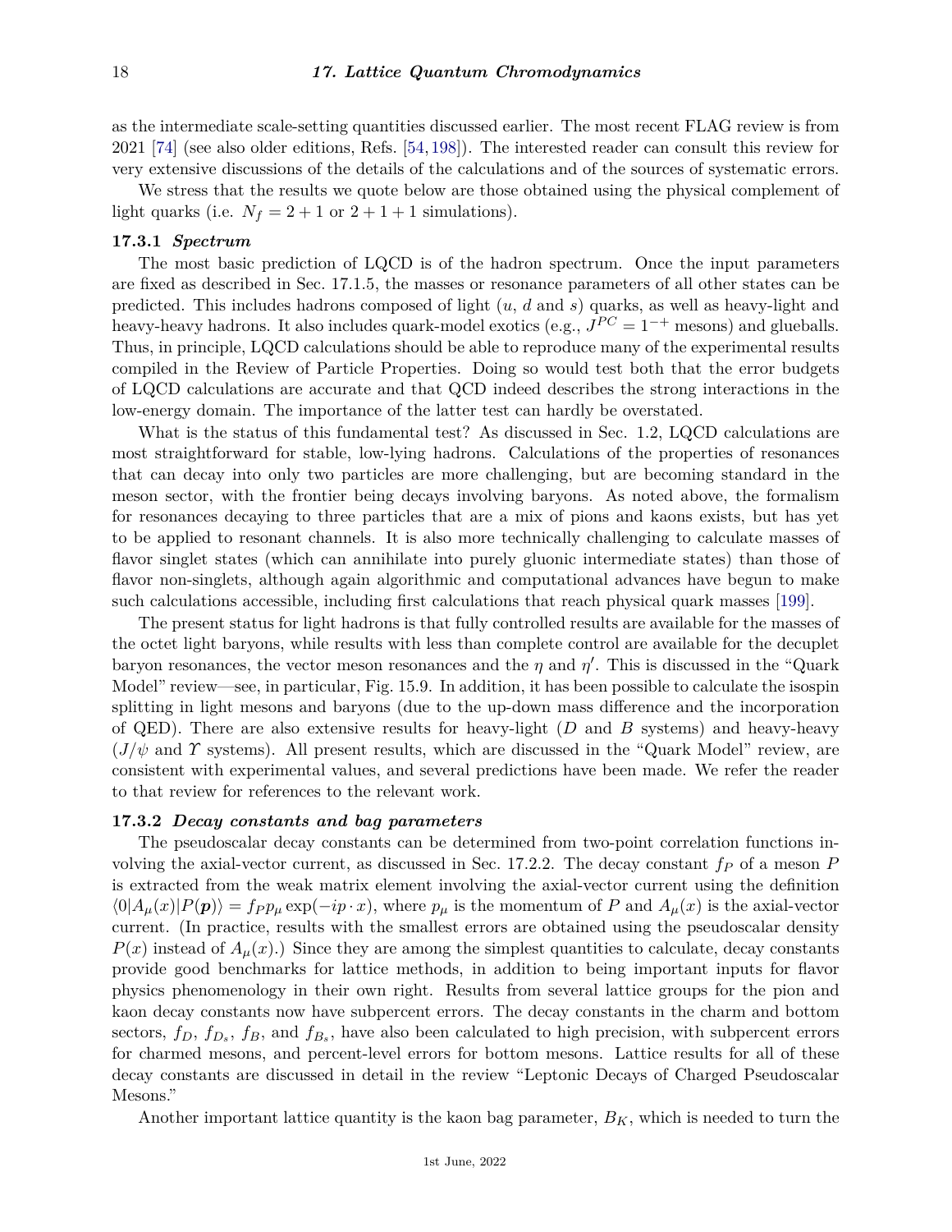as the intermediate scale-setting quantities discussed earlier. The most recent FLAG review is from 2021 [74] (see also older editions, Refs. [54, 198]). The interested reader can consult this review for very extensive discussions of the details of the calculations and of the sources of systematic errors.

We stress that the results we quote below are those obtained using the physical complement of light quarks (i.e. $N_f = 2+1$ or $2+1+1$ simulations).

### 17.3.1 *Spectrum*

The most basic prediction of LQCD is of the hadron spectrum. Once the input parameters are fixed as described in Sec. 17.1.5, the masses or resonance parameters of all other states can be predicted. This includes hadrons composed of light ($u$, $d$ and $s$) quarks, as well as heavy-light and heavy-heavy hadrons. It also includes quark-model exotics (e.g., $J^{PC} = 1^{-+}$ mesons) and glueballs. Thus, in principle, LQCD calculations should be able to reproduce many of the experimental results compiled in the Review of Particle Properties. Doing so would test both that the error budgets of LQCD calculations are accurate and that QCD indeed describes the strong interactions in the low-energy domain. The importance of the latter test can hardly be overstated.

What is the status of this fundamental test? As discussed in Sec. 1.2, LQCD calculations are most straightforward for stable, low-lying hadrons. Calculations of the properties of resonances that can decay into only two particles are more challenging, but are becoming standard in the meson sector, with the frontier being decays involving baryons. As noted above, the formalism for resonances decaying to three particles that are a mix of pions and kaons exists, but has yet to be applied to resonant channels. It is also more technically challenging to calculate masses of flavor singlet states (which can annihilate into purely gluonic intermediate states) than those of flavor non-singlets, although again algorithmic and computational advances have begun to make such calculations accessible, including first calculations that reach physical quark masses [199].

The present status for light hadrons is that fully controlled results are available for the masses of the octet light baryons, while results with less than complete control are available for the decuplet baryon resonances, the vector meson resonances and the $\eta$ and $\eta'$. This is discussed in the "Quark Model" review—see, in particular, Fig. 15.9. In addition, it has been possible to calculate the isospin splitting in light mesons and baryons (due to the up-down mass difference and the incorporation of QED). There are also extensive results for heavy-light ($D$ and $B$ systems) and heavy-heavy ($J/\psi$ and $\Upsilon$ systems). All present results, which are discussed in the "Quark Model" review, are consistent with experimental values, and several predictions have been made. We refer the reader to that review for references to the relevant work.

### 17.3.2 *Decay constants and bag parameters*

The pseudoscalar decay constants can be determined from two-point correlation functions involving the axial-vector current, as discussed in Sec. 17.2.2. The decay constant $f_P$ of a meson $P$ is extracted from the weak matrix element involving the axial-vector current using the definition $\langle 0|A_\mu(x)|P(\boldsymbol{p})\rangle = f_P p_\mu \exp(-ip\cdot x)$, where $p_\mu$ is the momentum of $P$ and $A_\mu(x)$ is the axial-vector current. (In practice, results with the smallest errors are obtained using the pseudoscalar density $P(x)$ instead of $A_\mu(x)$.) Since they are among the simplest quantities to calculate, decay constants provide good benchmarks for lattice methods, in addition to being important inputs for flavor physics phenomenology in their own right. Results from several lattice groups for the pion and kaon decay constants now have subpercent errors. The decay constants in the charm and bottom sectors, $f_D$, $f_{D_s}$, $f_B$, and $f_{B_s}$, have also been calculated to high precision, with subpercent errors for charmed mesons, and percent-level errors for bottom mesons. Lattice results for all of these decay constants are discussed in detail in the review "Leptonic Decays of Charged Pseudoscalar Mesons."

Another important lattice quantity is the kaon bag parameter, $B_K$, which is needed to turn the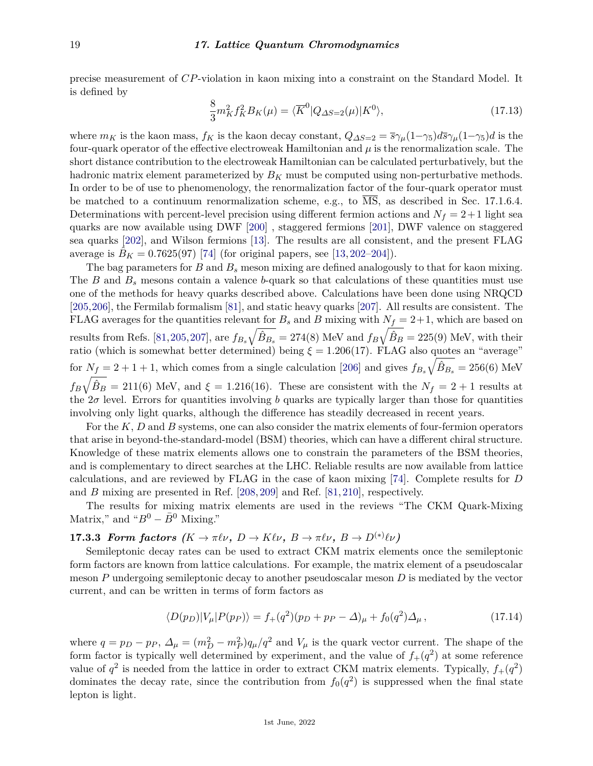precise measurement of $CP$-violation in kaon mixing into a constraint on the Standard Model. It is defined by

$$\frac{8}{3}m_K^2 f_K^2 B_K(\mu) = \langle \overline{K}^0 | Q_{\Delta S=2}(\mu) | K^0 \rangle, \tag{17.13}$$

where $m_K$ is the kaon mass, $f_K$ is the kaon decay constant, $Q_{\Delta S=2} = \overline{s}\gamma_\mu(1-\gamma_5)d\overline{s}\gamma_\mu(1-\gamma_5)d$ is the four-quark operator of the effective electroweak Hamiltonian and $\mu$ is the renormalization scale. The short distance contribution to the electroweak Hamiltonian can be calculated perturbatively, but the hadronic matrix element parameterized by $B_K$ must be computed using non-perturbative methods. In order to be of use to phenomenology, the renormalization factor of the four-quark operator must be matched to a continuum renormalization scheme, e.g., to $\overline{\text{MS}}$, as described in Sec. 17.1.6.4. Determinations with percent-level precision using different fermion actions and $N_f = 2+1$ light sea quarks are now available using DWF [200] , staggered fermions [201], DWF valence on staggered sea quarks [202], and Wilson fermions [13]. The results are all consistent, and the present FLAG average is $\hat{B}_K = 0.7625(97)$ [74] (for original papers, see [13, 202–204]).

The bag parameters for $B$ and $B_s$ meson mixing are defined analogously to that for kaon mixing. The $B$ and $B_s$ mesons contain a valence $b$-quark so that calculations of these quantities must use one of the methods for heavy quarks described above. Calculations have been done using NRQCD [205, 206], the Fermilab formalism [81], and static heavy quarks [207]. All results are consistent. The FLAG averages for the quantities relevant for $B_s$ and $B$ mixing with $N_f = 2+1$, which are based on results from Refs. [81, 205, 207], are $f_{B_s}\sqrt{\hat{B}_{B_s}} = 274(8)$ MeV and $f_B\sqrt{\hat{B}_B} = 225(9)$ MeV, with their ratio (which is somewhat better determined) being $\xi = 1.206(17)$. FLAG also quotes an "average" for $N_f = 2+1+1$, which comes from a single calculation [206] and gives $f_{B_s}\sqrt{\hat{B}_{B_s}} = 256(6)$ MeV $f_B\sqrt{\hat{B}_B} = 211(6)$ MeV, and $\xi = 1.216(16)$. These are consistent with the $N_f = 2+1$ results at the $2\sigma$ level. Errors for quantities involving $b$ quarks are typically larger than those for quantities involving only light quarks, although the difference has steadily decreased in recent years.

For the $K$, $D$ and $B$ systems, one can also consider the matrix elements of four-fermion operators that arise in beyond-the-standard-model (BSM) theories, which can have a different chiral structure. Knowledge of these matrix elements allows one to constrain the parameters of the BSM theories, and is complementary to direct searches at the LHC. Reliable results are now available from lattice calculations, and are reviewed by FLAG in the case of kaon mixing [74]. Complete results for $D$ and $B$ mixing are presented in Ref. [208, 209] and Ref. [81, 210], respectively.

The results for mixing matrix elements are used in the reviews "The CKM Quark-Mixing Matrix," and "$B^0 - \bar{B}^0$ Mixing."

### 17.3.3 *Form factors ($K \to \pi\ell\nu$, $D \to K\ell\nu$, $B \to \pi\ell\nu$, $B \to D^{(*)}\ell\nu$)*

Semileptonic decay rates can be used to extract CKM matrix elements once the semileptonic form factors are known from lattice calculations. For example, the matrix element of a pseudoscalar meson $P$ undergoing semileptonic decay to another pseudoscalar meson $D$ is mediated by the vector current, and can be written in terms of form factors as

$$\langle D(p_D)|V_\mu|P(p_P)\rangle = f_+(q^2)(p_D + p_P - \Delta)_\mu + f_0(q^2)\Delta_\mu\,, \tag{17.14}$$

where $q = p_D - p_P$, $\Delta_\mu = (m_D^2 - m_P^2)q_\mu/q^2$ and $V_\mu$ is the quark vector current. The shape of the form factor is typically well determined by experiment, and the value of $f_+(q^2)$ at some reference value of $q^2$ is needed from the lattice in order to extract CKM matrix elements. Typically, $f_+(q^2)$ dominates the decay rate, since the contribution from $f_0(q^2)$ is suppressed when the final state lepton is light.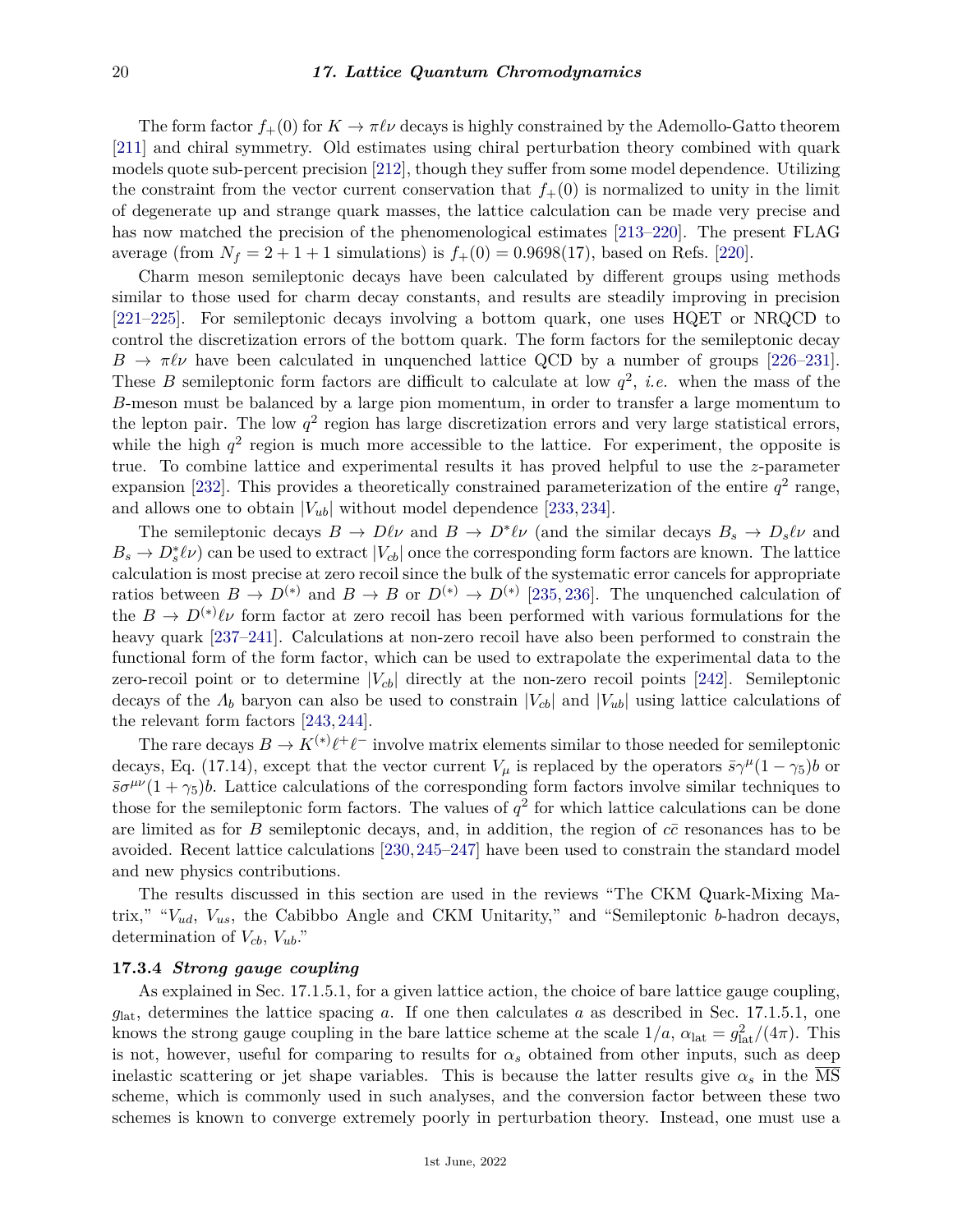The form factor $f_+(0)$ for $K \to \pi\ell\nu$ decays is highly constrained by the Ademollo-Gatto theorem [211] and chiral symmetry. Old estimates using chiral perturbation theory combined with quark models quote sub-percent precision [212], though they suffer from some model dependence. Utilizing the constraint from the vector current conservation that $f_+(0)$ is normalized to unity in the limit of degenerate up and strange quark masses, the lattice calculation can be made very precise and has now matched the precision of the phenomenological estimates [213–220]. The present FLAG average (from $N_f = 2+1+1$ simulations) is $f_+(0) = 0.9698(17)$, based on Refs. [220].

Charm meson semileptonic decays have been calculated by different groups using methods similar to those used for charm decay constants, and results are steadily improving in precision [221–225]. For semileptonic decays involving a bottom quark, one uses HQET or NRQCD to control the discretization errors of the bottom quark. The form factors for the semileptonic decay $B \to \pi\ell\nu$ have been calculated in unquenched lattice QCD by a number of groups [226–231]. These $B$ semileptonic form factors are difficult to calculate at low $q^2$, *i.e.* when the mass of the $B$-meson must be balanced by a large pion momentum, in order to transfer a large momentum to the lepton pair. The low $q^2$ region has large discretization errors and very large statistical errors, while the high $q^2$ region is much more accessible to the lattice. For experiment, the opposite is true. To combine lattice and experimental results it has proved helpful to use the $z$-parameter expansion [232]. This provides a theoretically constrained parameterization of the entire $q^2$ range, and allows one to obtain $|V_{ub}|$ without model dependence [233, 234].

The semileptonic decays $B \to D\ell\nu$ and $B \to D^*\ell\nu$ (and the similar decays $B_s \to D_s\ell\nu$ and $B_s \to D_s^*\ell\nu$) can be used to extract $|V_{cb}|$ once the corresponding form factors are known. The lattice calculation is most precise at zero recoil since the bulk of the systematic error cancels for appropriate ratios between $B \to D^{(*)}$ and $B \to B$ or $D^{(*)} \to D^{(*)}$ [235, 236]. The unquenched calculation of the $B \to D^{(*)}\ell\nu$ form factor at zero recoil has been performed with various formulations for the heavy quark [237–241]. Calculations at non-zero recoil have also been performed to constrain the functional form of the form factor, which can be used to extrapolate the experimental data to the zero-recoil point or to determine $|V_{cb}|$ directly at the non-zero recoil points [242]. Semileptonic decays of the $\Lambda_b$ baryon can also be used to constrain $|V_{cb}|$ and $|V_{ub}|$ using lattice calculations of the relevant form factors [243, 244].

The rare decays $B \to K^{(*)}\ell^+\ell^-$ involve matrix elements similar to those needed for semileptonic decays, Eq. (17.14), except that the vector current $V_\mu$ is replaced by the operators $\bar{s}\gamma^\mu(1-\gamma_5)b$ or $\bar{s}\sigma^{\mu\nu}(1+\gamma_5)b$. Lattice calculations of the corresponding form factors involve similar techniques to those for the semileptonic form factors. The values of $q^2$ for which lattice calculations can be done are limited as for $B$ semileptonic decays, and, in addition, the region of $c\bar{c}$ resonances has to be avoided. Recent lattice calculations [230, 245–247] have been used to constrain the standard model and new physics contributions.

The results discussed in this section are used in the reviews "The CKM Quark-Mixing Matrix," "$V_{ud}$, $V_{us}$, the Cabibbo Angle and CKM Unitarity," and "Semileptonic $b$-hadron decays, determination of $V_{cb}$, $V_{ub}$."

### 17.3.4 *Strong gauge coupling*

As explained in Sec. 17.1.5.1, for a given lattice action, the choice of bare lattice gauge coupling, $g_{\rm lat}$, determines the lattice spacing $a$. If one then calculates $a$ as described in Sec. 17.1.5.1, one knows the strong gauge coupling in the bare lattice scheme at the scale $1/a$, $\alpha_{\rm lat} = g_{\rm lat}^2/(4\pi)$. This is not, however, useful for comparing to results for $\alpha_s$ obtained from other inputs, such as deep inelastic scattering or jet shape variables. This is because the latter results give $\alpha_s$ in the $\overline{\rm MS}$ scheme, which is commonly used in such analyses, and the conversion factor between these two schemes is known to converge extremely poorly in perturbation theory. Instead, one must use a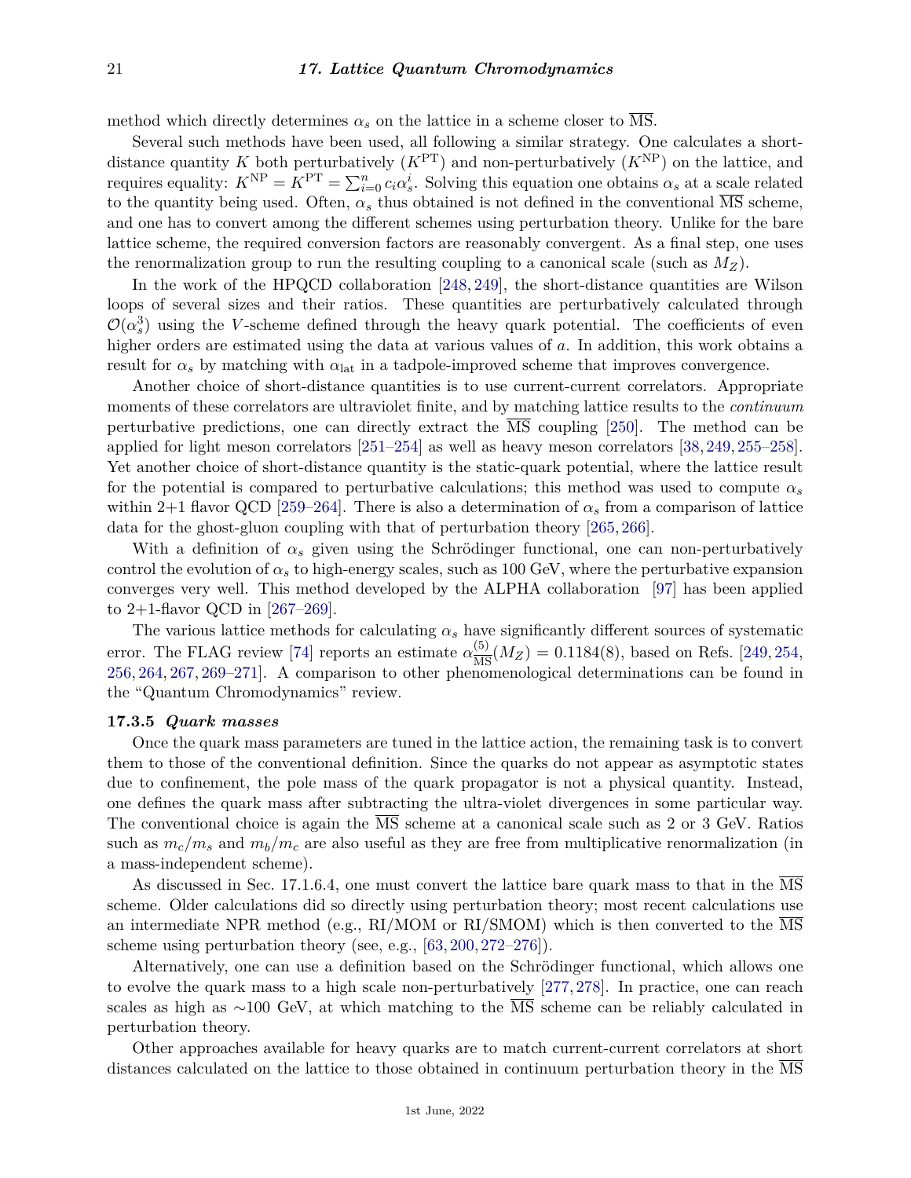method which directly determines $\alpha_s$ on the lattice in a scheme closer to $\overline{\text{MS}}$.

Several such methods have been used, all following a similar strategy. One calculates a short-distance quantity $K$ both perturbatively ($K^{\text{PT}}$) and non-perturbatively ($K^{\text{NP}}$) on the lattice, and requires equality: $K^{\text{NP}} = K^{\text{PT}} = \sum_{i=0}^{n} c_i \alpha_s^i$. Solving this equation one obtains $\alpha_s$ at a scale related to the quantity being used. Often, $\alpha_s$ thus obtained is not defined in the conventional $\overline{\text{MS}}$ scheme, and one has to convert among the different schemes using perturbation theory. Unlike for the bare lattice scheme, the required conversion factors are reasonably convergent. As a final step, one uses the renormalization group to run the resulting coupling to a canonical scale (such as $M_Z$).

In the work of the HPQCD collaboration [248, 249], the short-distance quantities are Wilson loops of several sizes and their ratios. These quantities are perturbatively calculated through $\mathcal{O}(\alpha_s^3)$ using the $V$-scheme defined through the heavy quark potential. The coefficients of even higher orders are estimated using the data at various values of $a$. In addition, this work obtains a result for $\alpha_s$ by matching with $\alpha_{\text{lat}}$ in a tadpole-improved scheme that improves convergence.

Another choice of short-distance quantities is to use current-current correlators. Appropriate moments of these correlators are ultraviolet finite, and by matching lattice results to the *continuum* perturbative predictions, one can directly extract the $\overline{\text{MS}}$ coupling [250]. The method can be applied for light meson correlators [251–254] as well as heavy meson correlators [38, 249, 255–258]. Yet another choice of short-distance quantity is the static-quark potential, where the lattice result for the potential is compared to perturbative calculations; this method was used to compute $\alpha_s$ within 2+1 flavor QCD [259–264]. There is also a determination of $\alpha_s$ from a comparison of lattice data for the ghost-gluon coupling with that of perturbation theory [265, 266].

With a definition of $\alpha_s$ given using the Schrödinger functional, one can non-perturbatively control the evolution of $\alpha_s$ to high-energy scales, such as 100 GeV, where the perturbative expansion converges very well. This method developed by the ALPHA collaboration [97] has been applied to 2+1-flavor QCD in [267–269].

The various lattice methods for calculating $\alpha_s$ have significantly different sources of systematic error. The FLAG review [74] reports an estimate $\alpha_{\overline{\text{MS}}}^{(5)}(M_Z) = 0.1184(8)$, based on Refs. [249, 254, 256, 264, 267, 269–271]. A comparison to other phenomenological determinations can be found in the "Quantum Chromodynamics" review.

### 17.3.5 *Quark masses*

Once the quark mass parameters are tuned in the lattice action, the remaining task is to convert them to those of the conventional definition. Since the quarks do not appear as asymptotic states due to confinement, the pole mass of the quark propagator is not a physical quantity. Instead, one defines the quark mass after subtracting the ultra-violet divergences in some particular way. The conventional choice is again the $\overline{\text{MS}}$ scheme at a canonical scale such as 2 or 3 GeV. Ratios such as $m_c/m_s$ and $m_b/m_c$ are also useful as they are free from multiplicative renormalization (in a mass-independent scheme).

As discussed in Sec. 17.1.6.4, one must convert the lattice bare quark mass to that in the $\overline{\text{MS}}$ scheme. Older calculations did so directly using perturbation theory; most recent calculations use an intermediate NPR method (e.g., RI/MOM or RI/SMOM) which is then converted to the $\overline{\text{MS}}$ scheme using perturbation theory (see, e.g., [63, 200, 272–276]).

Alternatively, one can use a definition based on the Schrödinger functional, which allows one to evolve the quark mass to a high scale non-perturbatively [277, 278]. In practice, one can reach scales as high as $\sim$100 GeV, at which matching to the $\overline{\text{MS}}$ scheme can be reliably calculated in perturbation theory.

Other approaches available for heavy quarks are to match current-current correlators at short distances calculated on the lattice to those obtained in continuum perturbation theory in the $\overline{\text{MS}}$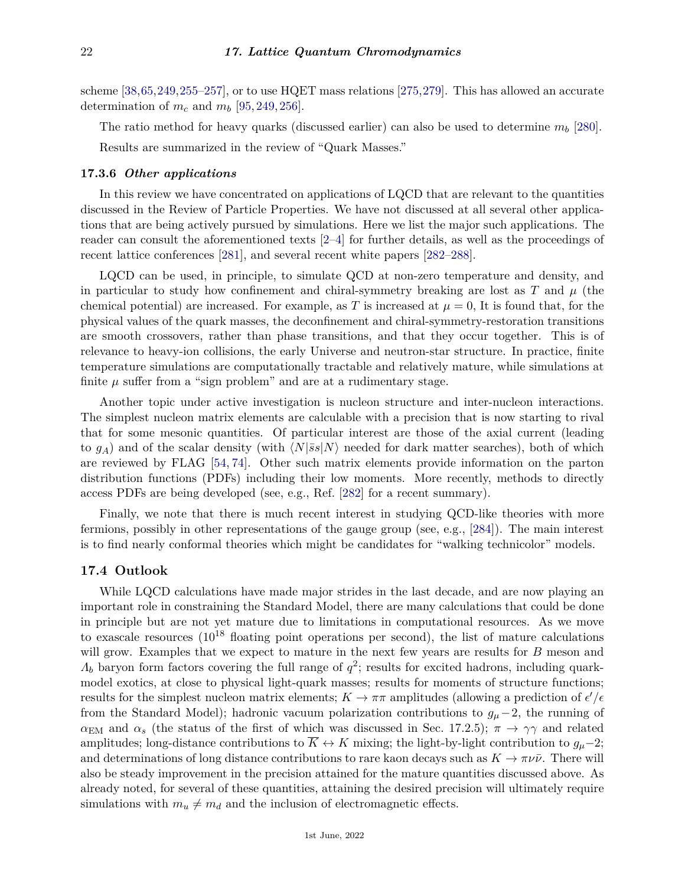scheme [38,65,249,255–257], or to use HQET mass relations [275,279]. This has allowed an accurate determination of $m_c$ and $m_b$ [95, 249, 256].

The ratio method for heavy quarks (discussed earlier) can also be used to determine $m_b$ [280].

Results are summarized in the review of "Quark Masses."

### 17.3.6 *Other applications*

In this review we have concentrated on applications of LQCD that are relevant to the quantities discussed in the Review of Particle Properties. We have not discussed at all several other applications that are being actively pursued by simulations. Here we list the major such applications. The reader can consult the aforementioned texts [2–4] for further details, as well as the proceedings of recent lattice conferences [281], and several recent white papers [282–288].

LQCD can be used, in principle, to simulate QCD at non-zero temperature and density, and in particular to study how confinement and chiral-symmetry breaking are lost as $T$ and $\mu$ (the chemical potential) are increased. For example, as $T$ is increased at $\mu = 0$, It is found that, for the physical values of the quark masses, the deconfinement and chiral-symmetry-restoration transitions are smooth crossovers, rather than phase transitions, and that they occur together. This is of relevance to heavy-ion collisions, the early Universe and neutron-star structure. In practice, finite temperature simulations are computationally tractable and relatively mature, while simulations at finite $\mu$ suffer from a "sign problem" and are at a rudimentary stage.

Another topic under active investigation is nucleon structure and inter-nucleon interactions. The simplest nucleon matrix elements are calculable with a precision that is now starting to rival that for some mesonic quantities. Of particular interest are those of the axial current (leading to $g_A$) and of the scalar density (with $\langle N|\bar{s}s|N\rangle$ needed for dark matter searches), both of which are reviewed by FLAG [54, 74]. Other such matrix elements provide information on the parton distribution functions (PDFs) including their low moments. More recently, methods to directly access PDFs are being developed (see, e.g., Ref. [282] for a recent summary).

Finally, we note that there is much recent interest in studying QCD-like theories with more fermions, possibly in other representations of the gauge group (see, e.g., [284]). The main interest is to find nearly conformal theories which might be candidates for "walking technicolor" models.

## 17.4 Outlook

While LQCD calculations have made major strides in the last decade, and are now playing an important role in constraining the Standard Model, there are many calculations that could be done in principle but are not yet mature due to limitations in computational resources. As we move to exascale resources ($10^{18}$ floating point operations per second), the list of mature calculations will grow. Examples that we expect to mature in the next few years are results for $B$ meson and $\Lambda_b$ baryon form factors covering the full range of $q^2$; results for excited hadrons, including quark-model exotics, at close to physical light-quark masses; results for moments of structure functions; results for the simplest nucleon matrix elements; $K \to \pi\pi$ amplitudes (allowing a prediction of $\epsilon'/\epsilon$ from the Standard Model); hadronic vacuum polarization contributions to $g_\mu - 2$, the running of $\alpha_{\rm EM}$ and $\alpha_s$ (the status of the first of which was discussed in Sec. 17.2.5); $\pi \to \gamma\gamma$ and related amplitudes; long-distance contributions to $\overline{K} \leftrightarrow K$ mixing; the light-by-light contribution to $g_\mu - 2$; and determinations of long distance contributions to rare kaon decays such as $K \to \pi\nu\bar{\nu}$. There will also be steady improvement in the precision attained for the mature quantities discussed above. As already noted, for several of these quantities, attaining the desired precision will ultimately require simulations with $m_u \neq m_d$ and the inclusion of electromagnetic effects.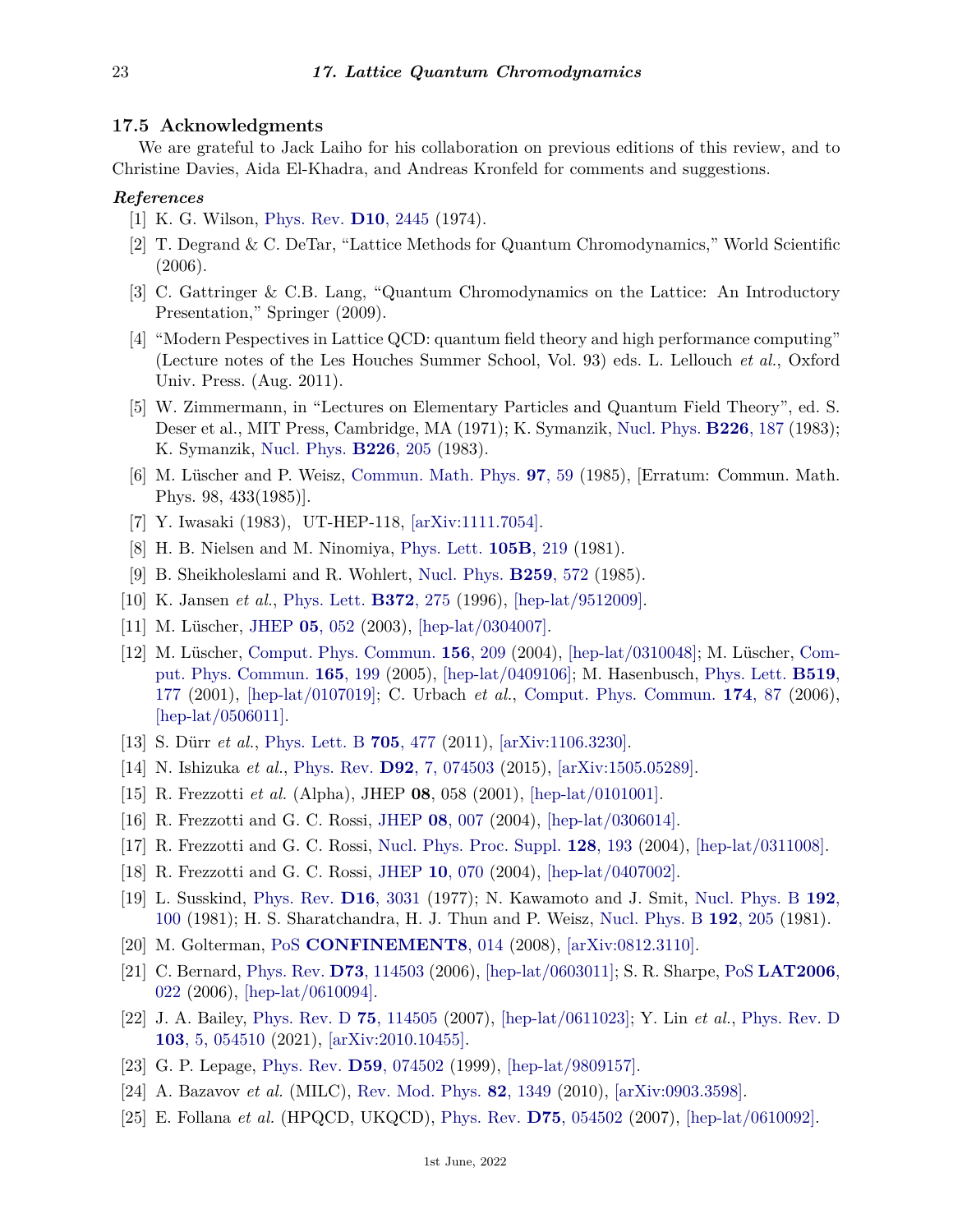### 17.5 Acknowledgments

We are grateful to Jack Laiho for his collaboration on previous editions of this review, and to Christine Davies, Aida El-Khadra, and Andreas Kronfeld for comments and suggestions.

***References***

[1] K. G. Wilson, Phys. Rev. **D10**, 2445 (1974).

[2] T. Degrand & C. DeTar, "Lattice Methods for Quantum Chromodynamics," World Scientific (2006).

[3] C. Gattringer & C.B. Lang, "Quantum Chromodynamics on the Lattice: An Introductory Presentation," Springer (2009).

[4] "Modern Pespectives in Lattice QCD: quantum field theory and high performance computing" (Lecture notes of the Les Houches Summer School, Vol. 93) eds. L. Lellouch *et al.*, Oxford Univ. Press. (Aug. 2011).

[5] W. Zimmermann, in "Lectures on Elementary Particles and Quantum Field Theory", ed. S. Deser et al., MIT Press, Cambridge, MA (1971); K. Symanzik, Nucl. Phys. **B226**, 187 (1983); K. Symanzik, Nucl. Phys. **B226**, 205 (1983).

[6] M. Lüscher and P. Weisz, Commun. Math. Phys. **97**, 59 (1985), [Erratum: Commun. Math. Phys. 98, 433(1985)].

[7] Y. Iwasaki (1983), UT-HEP-118, [arXiv:1111.7054].

[8] H. B. Nielsen and M. Ninomiya, Phys. Lett. **105B**, 219 (1981).

[9] B. Sheikholeslami and R. Wohlert, Nucl. Phys. **B259**, 572 (1985).

[10] K. Jansen *et al.*, Phys. Lett. **B372**, 275 (1996), [hep-lat/9512009].

[11] M. Lüscher, JHEP **05**, 052 (2003), [hep-lat/0304007].

[12] M. Lüscher, Comput. Phys. Commun. **156**, 209 (2004), [hep-lat/0310048]; M. Lüscher, Comput. Phys. Commun. **165**, 199 (2005), [hep-lat/0409106]; M. Hasenbusch, Phys. Lett. **B519**, 177 (2001), [hep-lat/0107019]; C. Urbach *et al.*, Comput. Phys. Commun. **174**, 87 (2006), [hep-lat/0506011].

[13] S. Dürr *et al.*, Phys. Lett. B **705**, 477 (2011), [arXiv:1106.3230].

[14] N. Ishizuka *et al.*, Phys. Rev. **D92**, 7, 074503 (2015), [arXiv:1505.05289].

[15] R. Frezzotti *et al.* (Alpha), JHEP **08**, 058 (2001), [hep-lat/0101001].

[16] R. Frezzotti and G. C. Rossi, JHEP **08**, 007 (2004), [hep-lat/0306014].

[17] R. Frezzotti and G. C. Rossi, Nucl. Phys. Proc. Suppl. **128**, 193 (2004), [hep-lat/0311008].

[18] R. Frezzotti and G. C. Rossi, JHEP **10**, 070 (2004), [hep-lat/0407002].

[19] L. Susskind, Phys. Rev. **D16**, 3031 (1977); N. Kawamoto and J. Smit, Nucl. Phys. B **192**, 100 (1981); H. S. Sharatchandra, H. J. Thun and P. Weisz, Nucl. Phys. B **192**, 205 (1981).

[20] M. Golterman, PoS **CONFINEMENT8**, 014 (2008), [arXiv:0812.3110].

[21] C. Bernard, Phys. Rev. **D73**, 114503 (2006), [hep-lat/0603011]; S. R. Sharpe, PoS **LAT2006**, 022 (2006), [hep-lat/0610094].

[22] J. A. Bailey, Phys. Rev. D **75**, 114505 (2007), [hep-lat/0611023]; Y. Lin *et al.*, Phys. Rev. D **103**, 5, 054510 (2021), [arXiv:2010.10455].

[23] G. P. Lepage, Phys. Rev. **D59**, 074502 (1999), [hep-lat/9809157].

[24] A. Bazavov *et al.* (MILC), Rev. Mod. Phys. **82**, 1349 (2010), [arXiv:0903.3598].

[25] E. Follana *et al.* (HPQCD, UKQCD), Phys. Rev. **D75**, 054502 (2007), [hep-lat/0610092].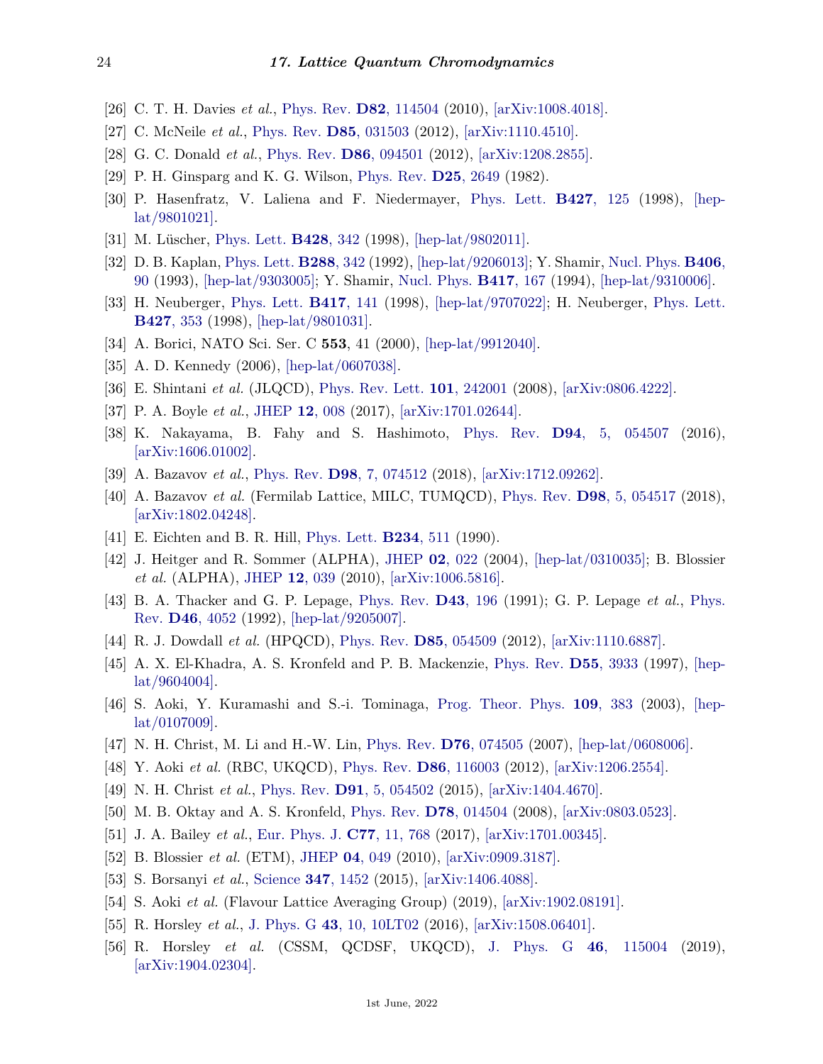[26] C. T. H. Davies *et al.*, Phys. Rev. **D82**, 114504 (2010), [arXiv:1008.4018].

[27] C. McNeile *et al.*, Phys. Rev. **D85**, 031503 (2012), [arXiv:1110.4510].

[28] G. C. Donald *et al.*, Phys. Rev. **D86**, 094501 (2012), [arXiv:1208.2855].

[29] P. H. Ginsparg and K. G. Wilson, Phys. Rev. **D25**, 2649 (1982).

[30] P. Hasenfratz, V. Laliena and F. Niedermayer, Phys. Lett. **B427**, 125 (1998), [hep-lat/9801021].

[31] M. Lüscher, Phys. Lett. **B428**, 342 (1998), [hep-lat/9802011].

[32] D. B. Kaplan, Phys. Lett. **B288**, 342 (1992), [hep-lat/9206013]; Y. Shamir, Nucl. Phys. **B406**, 90 (1993), [hep-lat/9303005]; Y. Shamir, Nucl. Phys. **B417**, 167 (1994), [hep-lat/9310006].

[33] H. Neuberger, Phys. Lett. **B417**, 141 (1998), [hep-lat/9707022]; H. Neuberger, Phys. Lett. **B427**, 353 (1998), [hep-lat/9801031].

[34] A. Borici, NATO Sci. Ser. C **553**, 41 (2000), [hep-lat/9912040].

[35] A. D. Kennedy (2006), [hep-lat/0607038].

[36] E. Shintani *et al.* (JLQCD), Phys. Rev. Lett. **101**, 242001 (2008), [arXiv:0806.4222].

[37] P. A. Boyle *et al.*, JHEP **12**, 008 (2017), [arXiv:1701.02644].

[38] K. Nakayama, B. Fahy and S. Hashimoto, Phys. Rev. **D94**, 5, 054507 (2016), [arXiv:1606.01002].

[39] A. Bazavov *et al.*, Phys. Rev. **D98**, 7, 074512 (2018), [arXiv:1712.09262].

[40] A. Bazavov *et al.* (Fermilab Lattice, MILC, TUMQCD), Phys. Rev. **D98**, 5, 054517 (2018), [arXiv:1802.04248].

[41] E. Eichten and B. R. Hill, Phys. Lett. **B234**, 511 (1990).

[42] J. Heitger and R. Sommer (ALPHA), JHEP **02**, 022 (2004), [hep-lat/0310035]; B. Blossier *et al.* (ALPHA), JHEP **12**, 039 (2010), [arXiv:1006.5816].

[43] B. A. Thacker and G. P. Lepage, Phys. Rev. **D43**, 196 (1991); G. P. Lepage *et al.*, Phys. Rev. **D46**, 4052 (1992), [hep-lat/9205007].

[44] R. J. Dowdall *et al.* (HPQCD), Phys. Rev. **D85**, 054509 (2012), [arXiv:1110.6887].

[45] A. X. El-Khadra, A. S. Kronfeld and P. B. Mackenzie, Phys. Rev. **D55**, 3933 (1997), [hep-lat/9604004].

[46] S. Aoki, Y. Kuramashi and S.-i. Tominaga, Prog. Theor. Phys. **109**, 383 (2003), [hep-lat/0107009].

[47] N. H. Christ, M. Li and H.-W. Lin, Phys. Rev. **D76**, 074505 (2007), [hep-lat/0608006].

[48] Y. Aoki *et al.* (RBC, UKQCD), Phys. Rev. **D86**, 116003 (2012), [arXiv:1206.2554].

[49] N. H. Christ *et al.*, Phys. Rev. **D91**, 5, 054502 (2015), [arXiv:1404.4670].

[50] M. B. Oktay and A. S. Kronfeld, Phys. Rev. **D78**, 014504 (2008), [arXiv:0803.0523].

[51] J. A. Bailey *et al.*, Eur. Phys. J. **C77**, 11, 768 (2017), [arXiv:1701.00345].

[52] B. Blossier *et al.* (ETM), JHEP **04**, 049 (2010), [arXiv:0909.3187].

[53] S. Borsanyi *et al.*, Science **347**, 1452 (2015), [arXiv:1406.4088].

[54] S. Aoki *et al.* (Flavour Lattice Averaging Group) (2019), [arXiv:1902.08191].

[55] R. Horsley *et al.*, J. Phys. G **43**, 10, 10LT02 (2016), [arXiv:1508.06401].

[56] R. Horsley *et al.* (CSSM, QCDSF, UKQCD), J. Phys. G **46**, 115004 (2019), [arXiv:1904.02304].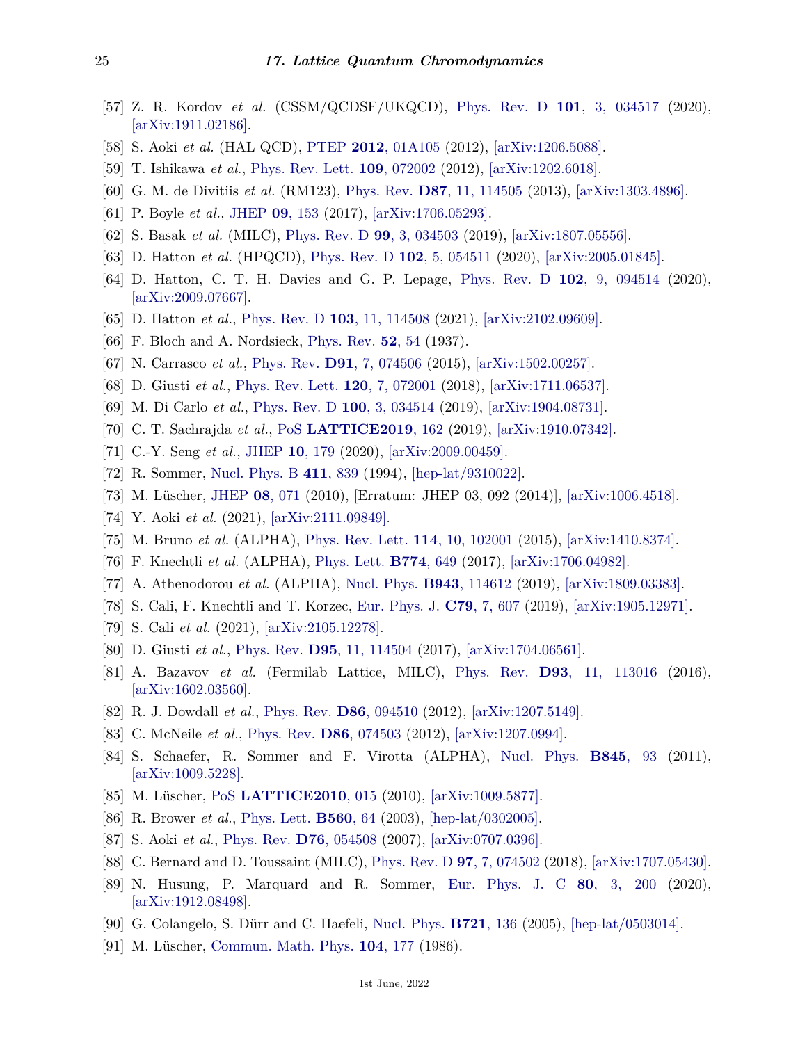[57] Z. R. Kordov *et al.* (CSSM/QCDSF/UKQCD), Phys. Rev. D **101**, 3, 034517 (2020), [arXiv:1911.02186].

[58] S. Aoki *et al.* (HAL QCD), PTEP **2012**, 01A105 (2012), [arXiv:1206.5088].

[59] T. Ishikawa *et al.*, Phys. Rev. Lett. **109**, 072002 (2012), [arXiv:1202.6018].

[60] G. M. de Divitiis *et al.* (RM123), Phys. Rev. **D87**, 11, 114505 (2013), [arXiv:1303.4896].

[61] P. Boyle *et al.*, JHEP **09**, 153 (2017), [arXiv:1706.05293].

[62] S. Basak *et al.* (MILC), Phys. Rev. D **99**, 3, 034503 (2019), [arXiv:1807.05556].

[63] D. Hatton *et al.* (HPQCD), Phys. Rev. D **102**, 5, 054511 (2020), [arXiv:2005.01845].

[64] D. Hatton, C. T. H. Davies and G. P. Lepage, Phys. Rev. D **102**, 9, 094514 (2020), [arXiv:2009.07667].

[65] D. Hatton *et al.*, Phys. Rev. D **103**, 11, 114508 (2021), [arXiv:2102.09609].

[66] F. Bloch and A. Nordsieck, Phys. Rev. **52**, 54 (1937).

[67] N. Carrasco *et al.*, Phys. Rev. **D91**, 7, 074506 (2015), [arXiv:1502.00257].

[68] D. Giusti *et al.*, Phys. Rev. Lett. **120**, 7, 072001 (2018), [arXiv:1711.06537].

[69] M. Di Carlo *et al.*, Phys. Rev. D **100**, 3, 034514 (2019), [arXiv:1904.08731].

[70] C. T. Sachrajda *et al.*, PoS **LATTICE2019**, 162 (2019), [arXiv:1910.07342].

[71] C.-Y. Seng *et al.*, JHEP **10**, 179 (2020), [arXiv:2009.00459].

[72] R. Sommer, Nucl. Phys. B **411**, 839 (1994), [hep-lat/9310022].

[73] M. Lüscher, JHEP **08**, 071 (2010), [Erratum: JHEP 03, 092 (2014)], [arXiv:1006.4518].

[74] Y. Aoki *et al.* (2021), [arXiv:2111.09849].

[75] M. Bruno *et al.* (ALPHA), Phys. Rev. Lett. **114**, 10, 102001 (2015), [arXiv:1410.8374].

[76] F. Knechtli *et al.* (ALPHA), Phys. Lett. **B774**, 649 (2017), [arXiv:1706.04982].

[77] A. Athenodorou *et al.* (ALPHA), Nucl. Phys. **B943**, 114612 (2019), [arXiv:1809.03383].

[78] S. Cali, F. Knechtli and T. Korzec, Eur. Phys. J. **C79**, 7, 607 (2019), [arXiv:1905.12971].

[79] S. Cali *et al.* (2021), [arXiv:2105.12278].

[80] D. Giusti *et al.*, Phys. Rev. **D95**, 11, 114504 (2017), [arXiv:1704.06561].

[81] A. Bazavov *et al.* (Fermilab Lattice, MILC), Phys. Rev. **D93**, 11, 113016 (2016), [arXiv:1602.03560].

[82] R. J. Dowdall *et al.*, Phys. Rev. **D86**, 094510 (2012), [arXiv:1207.5149].

[83] C. McNeile *et al.*, Phys. Rev. **D86**, 074503 (2012), [arXiv:1207.0994].

[84] S. Schaefer, R. Sommer and F. Virotta (ALPHA), Nucl. Phys. **B845**, 93 (2011), [arXiv:1009.5228].

[85] M. Lüscher, PoS **LATTICE2010**, 015 (2010), [arXiv:1009.5877].

[86] R. Brower *et al.*, Phys. Lett. **B560**, 64 (2003), [hep-lat/0302005].

[87] S. Aoki *et al.*, Phys. Rev. **D76**, 054508 (2007), [arXiv:0707.0396].

[88] C. Bernard and D. Toussaint (MILC), Phys. Rev. D **97**, 7, 074502 (2018), [arXiv:1707.05430].

[89] N. Husung, P. Marquard and R. Sommer, Eur. Phys. J. C **80**, 3, 200 (2020), [arXiv:1912.08498].

[90] G. Colangelo, S. Dürr and C. Haefeli, Nucl. Phys. **B721**, 136 (2005), [hep-lat/0503014].

[91] M. Lüscher, Commun. Math. Phys. **104**, 177 (1986).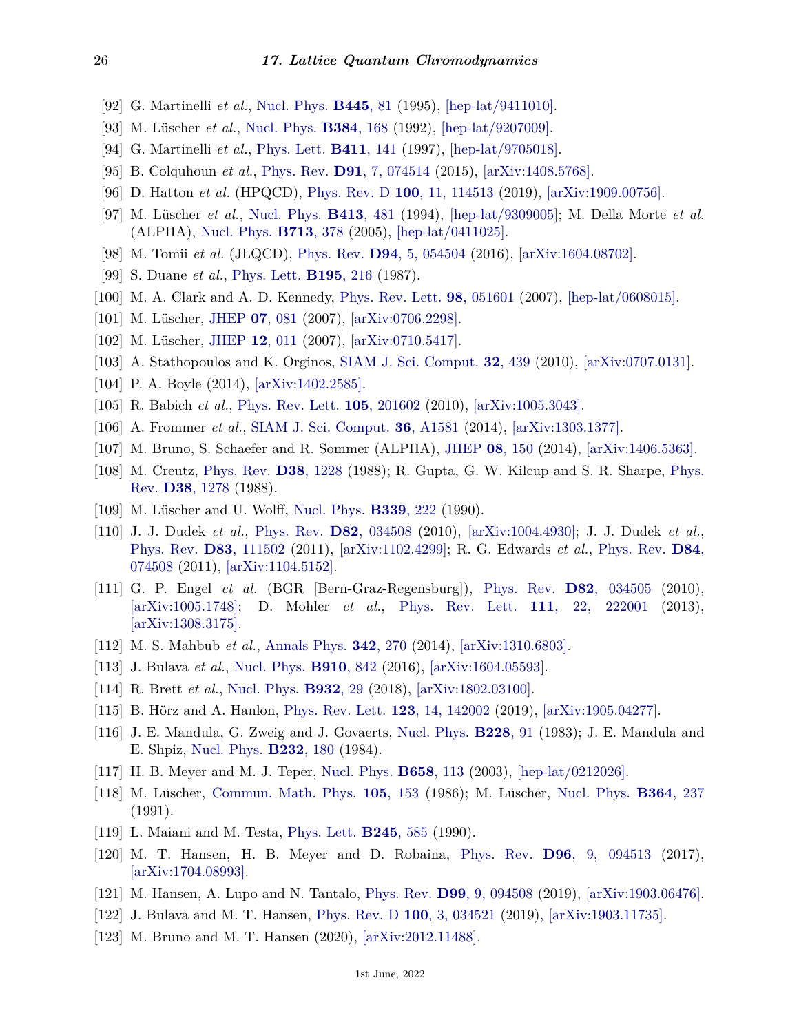[92] G. Martinelli *et al.*, Nucl. Phys. **B445**, 81 (1995), [hep-lat/9411010].

[93] M. Lüscher *et al.*, Nucl. Phys. **B384**, 168 (1992), [hep-lat/9207009].

[94] G. Martinelli *et al.*, Phys. Lett. **B411**, 141 (1997), [hep-lat/9705018].

[95] B. Colquhoun *et al.*, Phys. Rev. **D91**, 7, 074514 (2015), [arXiv:1408.5768].

[96] D. Hatton *et al.* (HPQCD), Phys. Rev. D **100**, 11, 114513 (2019), [arXiv:1909.00756].

[97] M. Lüscher *et al.*, Nucl. Phys. **B413**, 481 (1994), [hep-lat/9309005]; M. Della Morte *et al.* (ALPHA), Nucl. Phys. **B713**, 378 (2005), [hep-lat/0411025].

[98] M. Tomii *et al.* (JLQCD), Phys. Rev. **D94**, 5, 054504 (2016), [arXiv:1604.08702].

[99] S. Duane *et al.*, Phys. Lett. **B195**, 216 (1987).

[100] M. A. Clark and A. D. Kennedy, Phys. Rev. Lett. **98**, 051601 (2007), [hep-lat/0608015].

[101] M. Lüscher, JHEP **07**, 081 (2007), [arXiv:0706.2298].

[102] M. Lüscher, JHEP **12**, 011 (2007), [arXiv:0710.5417].

[103] A. Stathopoulos and K. Orginos, SIAM J. Sci. Comput. **32**, 439 (2010), [arXiv:0707.0131].

[104] P. A. Boyle (2014), [arXiv:1402.2585].

[105] R. Babich *et al.*, Phys. Rev. Lett. **105**, 201602 (2010), [arXiv:1005.3043].

[106] A. Frommer *et al.*, SIAM J. Sci. Comput. **36**, A1581 (2014), [arXiv:1303.1377].

[107] M. Bruno, S. Schaefer and R. Sommer (ALPHA), JHEP **08**, 150 (2014), [arXiv:1406.5363].

[108] M. Creutz, Phys. Rev. **D38**, 1228 (1988); R. Gupta, G. W. Kilcup and S. R. Sharpe, Phys. Rev. **D38**, 1278 (1988).

[109] M. Lüscher and U. Wolff, Nucl. Phys. **B339**, 222 (1990).

[110] J. J. Dudek *et al.*, Phys. Rev. **D82**, 034508 (2010), [arXiv:1004.4930]; J. J. Dudek *et al.*, Phys. Rev. **D83**, 111502 (2011), [arXiv:1102.4299]; R. G. Edwards *et al.*, Phys. Rev. **D84**, 074508 (2011), [arXiv:1104.5152].

[111] G. P. Engel *et al.* (BGR [Bern-Graz-Regensburg]), Phys. Rev. **D82**, 034505 (2010), [arXiv:1005.1748]; D. Mohler *et al.*, Phys. Rev. Lett. **111**, 22, 222001 (2013), [arXiv:1308.3175].

[112] M. S. Mahbub *et al.*, Annals Phys. **342**, 270 (2014), [arXiv:1310.6803].

[113] J. Bulava *et al.*, Nucl. Phys. **B910**, 842 (2016), [arXiv:1604.05593].

[114] R. Brett *et al.*, Nucl. Phys. **B932**, 29 (2018), [arXiv:1802.03100].

[115] B. Hörz and A. Hanlon, Phys. Rev. Lett. **123**, 14, 142002 (2019), [arXiv:1905.04277].

[116] J. E. Mandula, G. Zweig and J. Govaerts, Nucl. Phys. **B228**, 91 (1983); J. E. Mandula and E. Shpiz, Nucl. Phys. **B232**, 180 (1984).

[117] H. B. Meyer and M. J. Teper, Nucl. Phys. **B658**, 113 (2003), [hep-lat/0212026].

[118] M. Lüscher, Commun. Math. Phys. **105**, 153 (1986); M. Lüscher, Nucl. Phys. **B364**, 237 (1991).

[119] L. Maiani and M. Testa, Phys. Lett. **B245**, 585 (1990).

[120] M. T. Hansen, H. B. Meyer and D. Robaina, Phys. Rev. **D96**, 9, 094513 (2017), [arXiv:1704.08993].

[121] M. Hansen, A. Lupo and N. Tantalo, Phys. Rev. **D99**, 9, 094508 (2019), [arXiv:1903.06476].

[122] J. Bulava and M. T. Hansen, Phys. Rev. D **100**, 3, 034521 (2019), [arXiv:1903.11735].

[123] M. Bruno and M. T. Hansen (2020), [arXiv:2012.11488].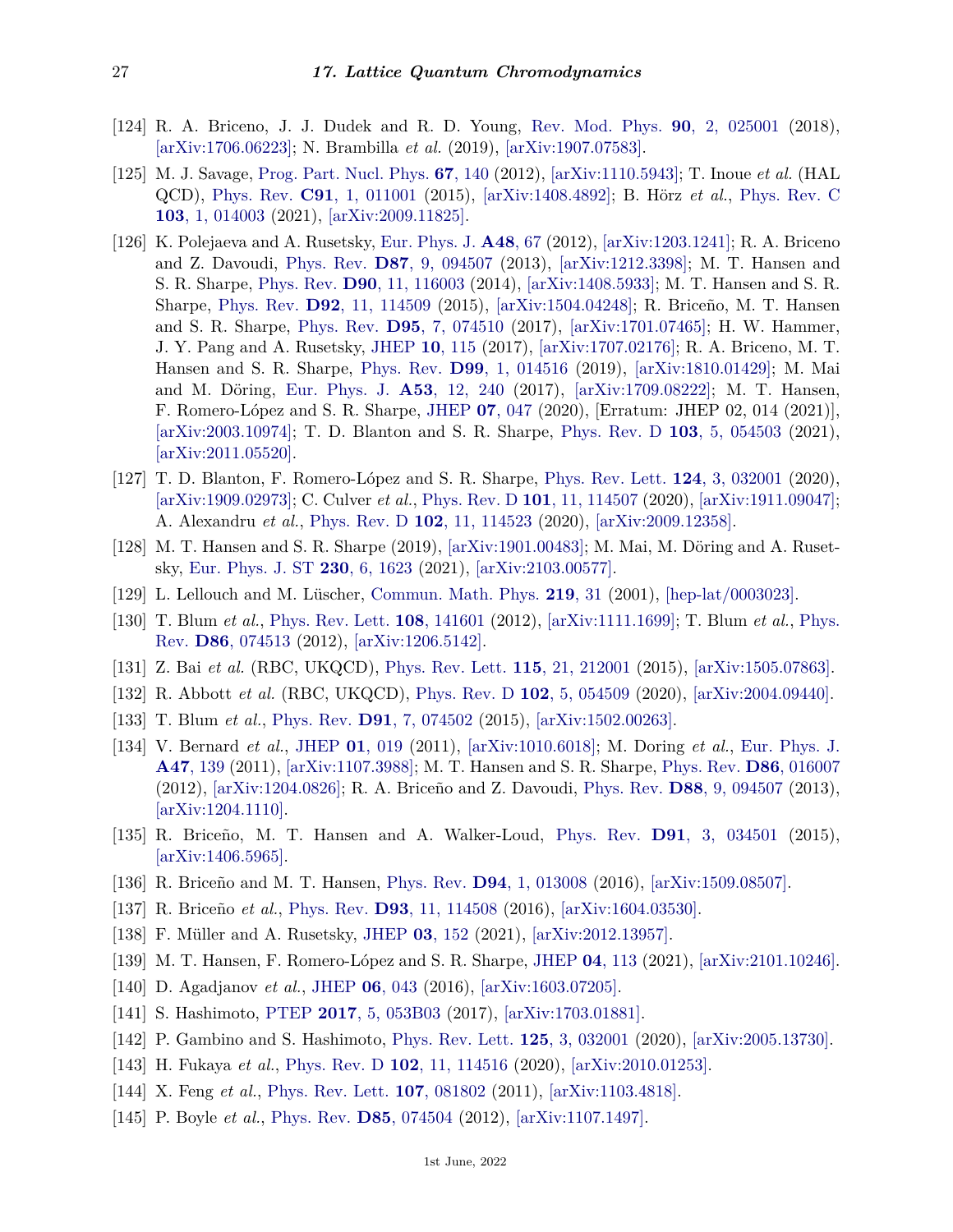[124] R. A. Briceno, J. J. Dudek and R. D. Young, Rev. Mod. Phys. **90**, 2, 025001 (2018), [arXiv:1706.06223]; N. Brambilla *et al.* (2019), [arXiv:1907.07583].

[125] M. J. Savage, Prog. Part. Nucl. Phys. **67**, 140 (2012), [arXiv:1110.5943]; T. Inoue *et al.* (HAL QCD), Phys. Rev. **C91**, 1, 011001 (2015), [arXiv:1408.4892]; B. Hörz *et al.*, Phys. Rev. C **103**, 1, 014003 (2021), [arXiv:2009.11825].

[126] K. Polejaeva and A. Rusetsky, Eur. Phys. J. **A48**, 67 (2012), [arXiv:1203.1241]; R. A. Briceno and Z. Davoudi, Phys. Rev. **D87**, 9, 094507 (2013), [arXiv:1212.3398]; M. T. Hansen and S. R. Sharpe, Phys. Rev. **D90**, 11, 116003 (2014), [arXiv:1408.5933]; M. T. Hansen and S. R. Sharpe, Phys. Rev. **D92**, 11, 114509 (2015), [arXiv:1504.04248]; R. Briceño, M. T. Hansen and S. R. Sharpe, Phys. Rev. **D95**, 7, 074510 (2017), [arXiv:1701.07465]; H. W. Hammer, J. Y. Pang and A. Rusetsky, JHEP **10**, 115 (2017), [arXiv:1707.02176]; R. A. Briceno, M. T. Hansen and S. R. Sharpe, Phys. Rev. **D99**, 1, 014516 (2019), [arXiv:1810.01429]; M. Mai and M. Döring, Eur. Phys. J. **A53**, 12, 240 (2017), [arXiv:1709.08222]; M. T. Hansen, F. Romero-López and S. R. Sharpe, JHEP **07**, 047 (2020), [Erratum: JHEP 02, 014 (2021)], [arXiv:2003.10974]; T. D. Blanton and S. R. Sharpe, Phys. Rev. D **103**, 5, 054503 (2021), [arXiv:2011.05520].

[127] T. D. Blanton, F. Romero-López and S. R. Sharpe, Phys. Rev. Lett. **124**, 3, 032001 (2020), [arXiv:1909.02973]; C. Culver *et al.*, Phys. Rev. D **101**, 11, 114507 (2020), [arXiv:1911.09047]; A. Alexandru *et al.*, Phys. Rev. D **102**, 11, 114523 (2020), [arXiv:2009.12358].

[128] M. T. Hansen and S. R. Sharpe (2019), [arXiv:1901.00483]; M. Mai, M. Döring and A. Rusetsky, Eur. Phys. J. ST **230**, 6, 1623 (2021), [arXiv:2103.00577].

[129] L. Lellouch and M. Lüscher, Commun. Math. Phys. **219**, 31 (2001), [hep-lat/0003023].

[130] T. Blum *et al.*, Phys. Rev. Lett. **108**, 141601 (2012), [arXiv:1111.1699]; T. Blum *et al.*, Phys. Rev. **D86**, 074513 (2012), [arXiv:1206.5142].

[131] Z. Bai *et al.* (RBC, UKQCD), Phys. Rev. Lett. **115**, 21, 212001 (2015), [arXiv:1505.07863].

[132] R. Abbott *et al.* (RBC, UKQCD), Phys. Rev. D **102**, 5, 054509 (2020), [arXiv:2004.09440].

[133] T. Blum *et al.*, Phys. Rev. **D91**, 7, 074502 (2015), [arXiv:1502.00263].

[134] V. Bernard *et al.*, JHEP **01**, 019 (2011), [arXiv:1010.6018]; M. Doring *et al.*, Eur. Phys. J. **A47**, 139 (2011), [arXiv:1107.3988]; M. T. Hansen and S. R. Sharpe, Phys. Rev. **D86**, 016007 (2012), [arXiv:1204.0826]; R. A. Briceño and Z. Davoudi, Phys. Rev. **D88**, 9, 094507 (2013), [arXiv:1204.1110].

[135] R. Briceño, M. T. Hansen and A. Walker-Loud, Phys. Rev. **D91**, 3, 034501 (2015), [arXiv:1406.5965].

[136] R. Briceño and M. T. Hansen, Phys. Rev. **D94**, 1, 013008 (2016), [arXiv:1509.08507].

[137] R. Briceño *et al.*, Phys. Rev. **D93**, 11, 114508 (2016), [arXiv:1604.03530].

[138] F. Müller and A. Rusetsky, JHEP **03**, 152 (2021), [arXiv:2012.13957].

[139] M. T. Hansen, F. Romero-López and S. R. Sharpe, JHEP **04**, 113 (2021), [arXiv:2101.10246].

[140] D. Agadjanov *et al.*, JHEP **06**, 043 (2016), [arXiv:1603.07205].

[141] S. Hashimoto, PTEP **2017**, 5, 053B03 (2017), [arXiv:1703.01881].

[142] P. Gambino and S. Hashimoto, Phys. Rev. Lett. **125**, 3, 032001 (2020), [arXiv:2005.13730].

[143] H. Fukaya *et al.*, Phys. Rev. D **102**, 11, 114516 (2020), [arXiv:2010.01253].

[144] X. Feng *et al.*, Phys. Rev. Lett. **107**, 081802 (2011), [arXiv:1103.4818].

[145] P. Boyle *et al.*, Phys. Rev. **D85**, 074504 (2012), [arXiv:1107.1497].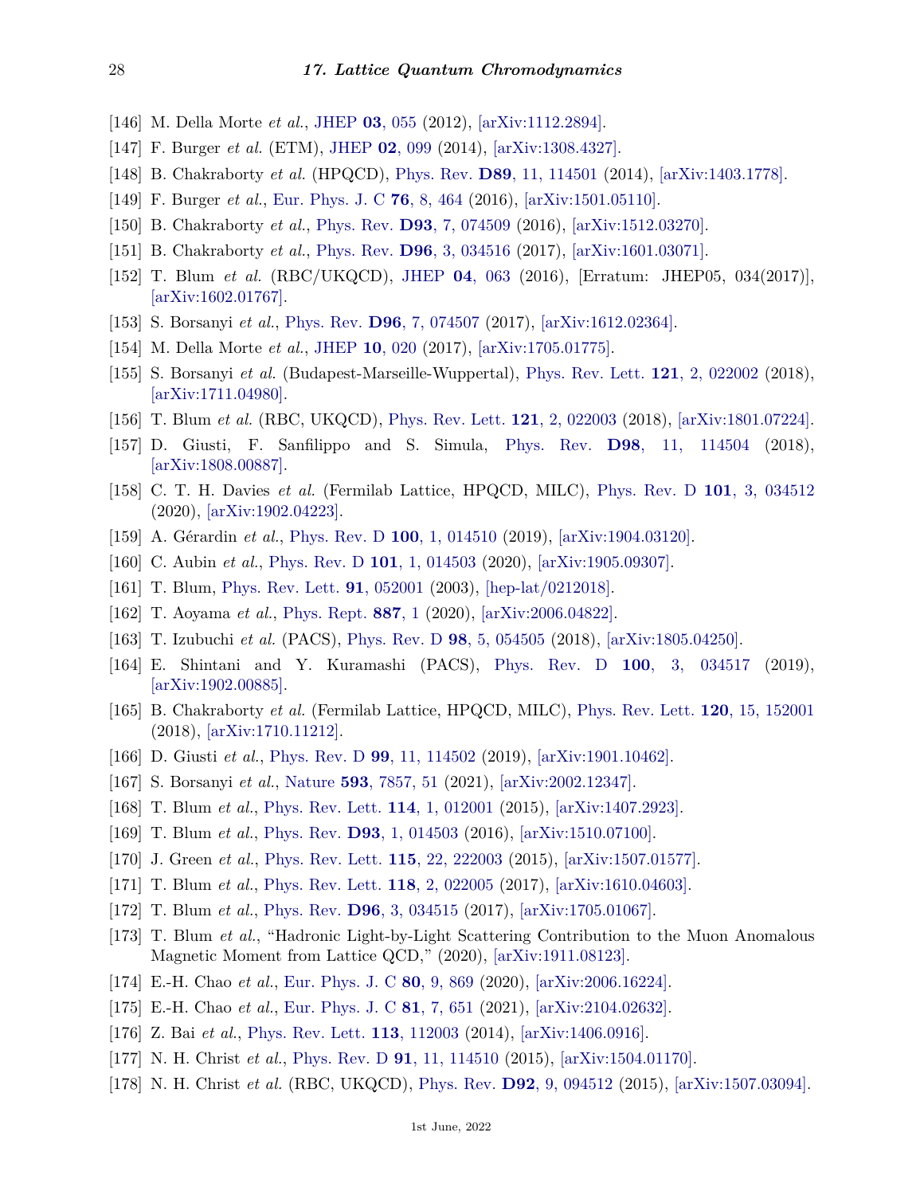[146] M. Della Morte *et al.*, JHEP **03**, 055 (2012), [arXiv:1112.2894].

[147] F. Burger *et al.* (ETM), JHEP **02**, 099 (2014), [arXiv:1308.4327].

[148] B. Chakraborty *et al.* (HPQCD), Phys. Rev. **D89**, 11, 114501 (2014), [arXiv:1403.1778].

[149] F. Burger *et al.*, Eur. Phys. J. C **76**, 8, 464 (2016), [arXiv:1501.05110].

[150] B. Chakraborty *et al.*, Phys. Rev. **D93**, 7, 074509 (2016), [arXiv:1512.03270].

[151] B. Chakraborty *et al.*, Phys. Rev. **D96**, 3, 034516 (2017), [arXiv:1601.03071].

[152] T. Blum *et al.* (RBC/UKQCD), JHEP **04**, 063 (2016), [Erratum: JHEP05, 034(2017)], [arXiv:1602.01767].

[153] S. Borsanyi *et al.*, Phys. Rev. **D96**, 7, 074507 (2017), [arXiv:1612.02364].

[154] M. Della Morte *et al.*, JHEP **10**, 020 (2017), [arXiv:1705.01775].

[155] S. Borsanyi *et al.* (Budapest-Marseille-Wuppertal), Phys. Rev. Lett. **121**, 2, 022002 (2018), [arXiv:1711.04980].

[156] T. Blum *et al.* (RBC, UKQCD), Phys. Rev. Lett. **121**, 2, 022003 (2018), [arXiv:1801.07224].

[157] D. Giusti, F. Sanfilippo and S. Simula, Phys. Rev. **D98**, 11, 114504 (2018), [arXiv:1808.00887].

[158] C. T. H. Davies *et al.* (Fermilab Lattice, HPQCD, MILC), Phys. Rev. D **101**, 3, 034512 (2020), [arXiv:1902.04223].

[159] A. Gérardin *et al.*, Phys. Rev. D **100**, 1, 014510 (2019), [arXiv:1904.03120].

[160] C. Aubin *et al.*, Phys. Rev. D **101**, 1, 014503 (2020), [arXiv:1905.09307].

[161] T. Blum, Phys. Rev. Lett. **91**, 052001 (2003), [hep-lat/0212018].

[162] T. Aoyama *et al.*, Phys. Rept. **887**, 1 (2020), [arXiv:2006.04822].

[163] T. Izubuchi *et al.* (PACS), Phys. Rev. D **98**, 5, 054505 (2018), [arXiv:1805.04250].

[164] E. Shintani and Y. Kuramashi (PACS), Phys. Rev. D **100**, 3, 034517 (2019), [arXiv:1902.00885].

[165] B. Chakraborty *et al.* (Fermilab Lattice, HPQCD, MILC), Phys. Rev. Lett. **120**, 15, 152001 (2018), [arXiv:1710.11212].

[166] D. Giusti *et al.*, Phys. Rev. D **99**, 11, 114502 (2019), [arXiv:1901.10462].

[167] S. Borsanyi *et al.*, Nature **593**, 7857, 51 (2021), [arXiv:2002.12347].

[168] T. Blum *et al.*, Phys. Rev. Lett. **114**, 1, 012001 (2015), [arXiv:1407.2923].

[169] T. Blum *et al.*, Phys. Rev. **D93**, 1, 014503 (2016), [arXiv:1510.07100].

[170] J. Green *et al.*, Phys. Rev. Lett. **115**, 22, 222003 (2015), [arXiv:1507.01577].

[171] T. Blum *et al.*, Phys. Rev. Lett. **118**, 2, 022005 (2017), [arXiv:1610.04603].

[172] T. Blum *et al.*, Phys. Rev. **D96**, 3, 034515 (2017), [arXiv:1705.01067].

[173] T. Blum *et al.*, "Hadronic Light-by-Light Scattering Contribution to the Muon Anomalous Magnetic Moment from Lattice QCD," (2020), [arXiv:1911.08123].

[174] E.-H. Chao *et al.*, Eur. Phys. J. C **80**, 9, 869 (2020), [arXiv:2006.16224].

[175] E.-H. Chao *et al.*, Eur. Phys. J. C **81**, 7, 651 (2021), [arXiv:2104.02632].

[176] Z. Bai *et al.*, Phys. Rev. Lett. **113**, 112003 (2014), [arXiv:1406.0916].

[177] N. H. Christ *et al.*, Phys. Rev. D **91**, 11, 114510 (2015), [arXiv:1504.01170].

[178] N. H. Christ *et al.* (RBC, UKQCD), Phys. Rev. **D92**, 9, 094512 (2015), [arXiv:1507.03094].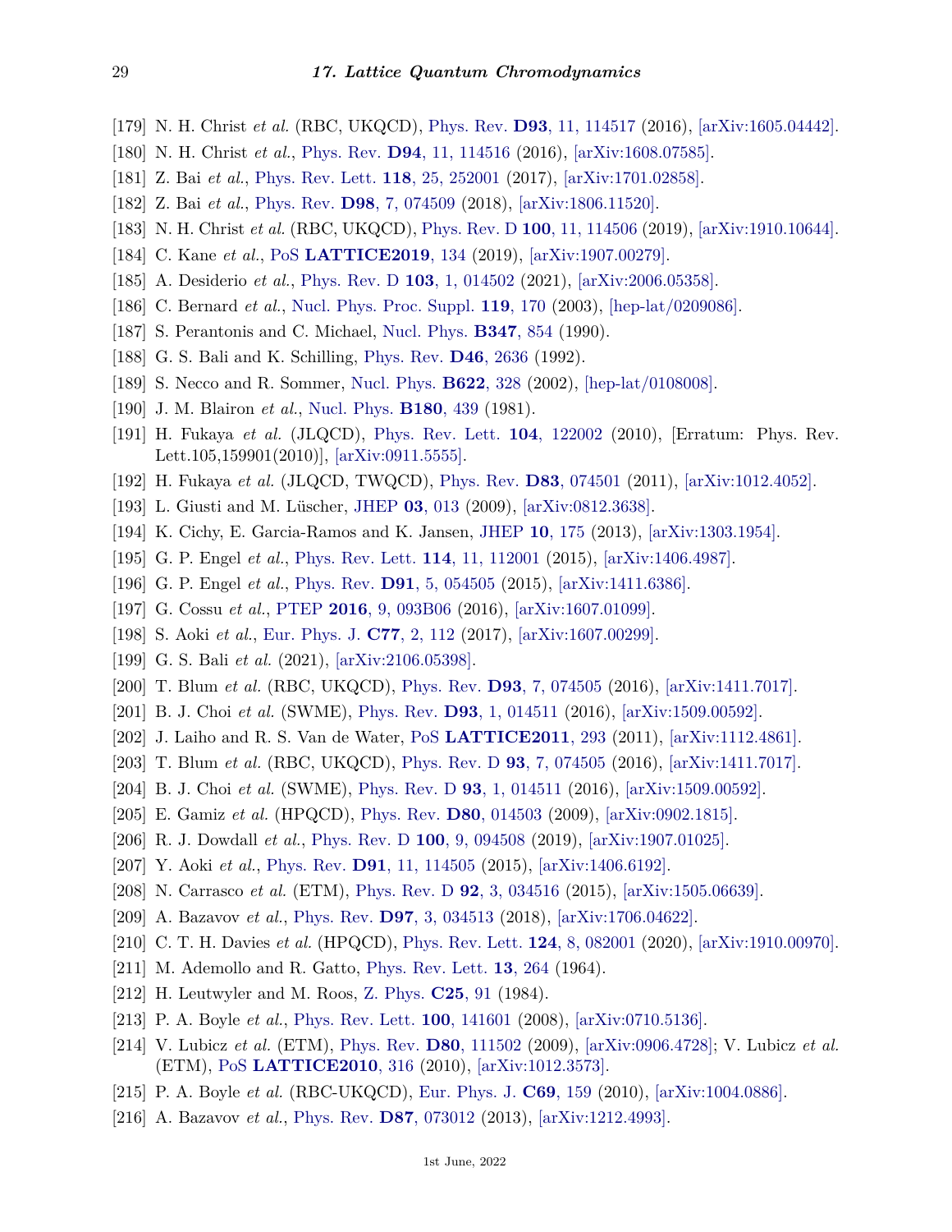[179] N. H. Christ *et al.* (RBC, UKQCD), Phys. Rev. **D93**, 11, 114517 (2016), [arXiv:1605.04442].

[180] N. H. Christ *et al.*, Phys. Rev. **D94**, 11, 114516 (2016), [arXiv:1608.07585].

[181] Z. Bai *et al.*, Phys. Rev. Lett. **118**, 25, 252001 (2017), [arXiv:1701.02858].

[182] Z. Bai *et al.*, Phys. Rev. **D98**, 7, 074509 (2018), [arXiv:1806.11520].

[183] N. H. Christ *et al.* (RBC, UKQCD), Phys. Rev. D **100**, 11, 114506 (2019), [arXiv:1910.10644].

[184] C. Kane *et al.*, PoS **LATTICE2019**, 134 (2019), [arXiv:1907.00279].

[185] A. Desiderio *et al.*, Phys. Rev. D **103**, 1, 014502 (2021), [arXiv:2006.05358].

[186] C. Bernard *et al.*, Nucl. Phys. Proc. Suppl. **119**, 170 (2003), [hep-lat/0209086].

[187] S. Perantonis and C. Michael, Nucl. Phys. **B347**, 854 (1990).

[188] G. S. Bali and K. Schilling, Phys. Rev. **D46**, 2636 (1992).

[189] S. Necco and R. Sommer, Nucl. Phys. **B622**, 328 (2002), [hep-lat/0108008].

[190] J. M. Blairon *et al.*, Nucl. Phys. **B180**, 439 (1981).

[191] H. Fukaya *et al.* (JLQCD), Phys. Rev. Lett. **104**, 122002 (2010), [Erratum: Phys. Rev. Lett.105,159901(2010)], [arXiv:0911.5555].

[192] H. Fukaya *et al.* (JLQCD, TWQCD), Phys. Rev. **D83**, 074501 (2011), [arXiv:1012.4052].

[193] L. Giusti and M. Lüscher, JHEP **03**, 013 (2009), [arXiv:0812.3638].

[194] K. Cichy, E. Garcia-Ramos and K. Jansen, JHEP **10**, 175 (2013), [arXiv:1303.1954].

[195] G. P. Engel *et al.*, Phys. Rev. Lett. **114**, 11, 112001 (2015), [arXiv:1406.4987].

[196] G. P. Engel *et al.*, Phys. Rev. **D91**, 5, 054505 (2015), [arXiv:1411.6386].

[197] G. Cossu *et al.*, PTEP **2016**, 9, 093B06 (2016), [arXiv:1607.01099].

[198] S. Aoki *et al.*, Eur. Phys. J. **C77**, 2, 112 (2017), [arXiv:1607.00299].

[199] G. S. Bali *et al.* (2021), [arXiv:2106.05398].

[200] T. Blum *et al.* (RBC, UKQCD), Phys. Rev. **D93**, 7, 074505 (2016), [arXiv:1411.7017].

[201] B. J. Choi *et al.* (SWME), Phys. Rev. **D93**, 1, 014511 (2016), [arXiv:1509.00592].

[202] J. Laiho and R. S. Van de Water, PoS **LATTICE2011**, 293 (2011), [arXiv:1112.4861].

[203] T. Blum *et al.* (RBC, UKQCD), Phys. Rev. D **93**, 7, 074505 (2016), [arXiv:1411.7017].

[204] B. J. Choi *et al.* (SWME), Phys. Rev. D **93**, 1, 014511 (2016), [arXiv:1509.00592].

[205] E. Gamiz *et al.* (HPQCD), Phys. Rev. **D80**, 014503 (2009), [arXiv:0902.1815].

[206] R. J. Dowdall *et al.*, Phys. Rev. D **100**, 9, 094508 (2019), [arXiv:1907.01025].

[207] Y. Aoki *et al.*, Phys. Rev. **D91**, 11, 114505 (2015), [arXiv:1406.6192].

[208] N. Carrasco *et al.* (ETM), Phys. Rev. D **92**, 3, 034516 (2015), [arXiv:1505.06639].

[209] A. Bazavov *et al.*, Phys. Rev. **D97**, 3, 034513 (2018), [arXiv:1706.04622].

[210] C. T. H. Davies *et al.* (HPQCD), Phys. Rev. Lett. **124**, 8, 082001 (2020), [arXiv:1910.00970].

[211] M. Ademollo and R. Gatto, Phys. Rev. Lett. **13**, 264 (1964).

[212] H. Leutwyler and M. Roos, Z. Phys. **C25**, 91 (1984).

[213] P. A. Boyle *et al.*, Phys. Rev. Lett. **100**, 141601 (2008), [arXiv:0710.5136].

[214] V. Lubicz *et al.* (ETM), Phys. Rev. **D80**, 111502 (2009), [arXiv:0906.4728]; V. Lubicz *et al.* (ETM), PoS **LATTICE2010**, 316 (2010), [arXiv:1012.3573].

[215] P. A. Boyle *et al.* (RBC-UKQCD), Eur. Phys. J. **C69**, 159 (2010), [arXiv:1004.0886].

[216] A. Bazavov *et al.*, Phys. Rev. **D87**, 073012 (2013), [arXiv:1212.4993].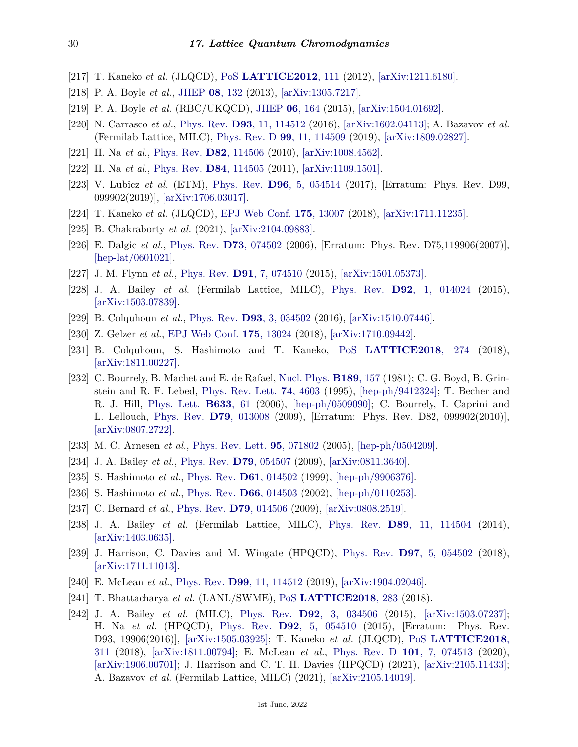[217] T. Kaneko *et al.* (JLQCD), PoS **LATTICE2012**, 111 (2012), [arXiv:1211.6180].

[218] P. A. Boyle *et al.*, JHEP **08**, 132 (2013), [arXiv:1305.7217].

[219] P. A. Boyle *et al.* (RBC/UKQCD), JHEP **06**, 164 (2015), [arXiv:1504.01692].

[220] N. Carrasco *et al.*, Phys. Rev. **D93**, 11, 114512 (2016), [arXiv:1602.04113]; A. Bazavov *et al.* (Fermilab Lattice, MILC), Phys. Rev. D **99**, 11, 114509 (2019), [arXiv:1809.02827].

[221] H. Na *et al.*, Phys. Rev. **D82**, 114506 (2010), [arXiv:1008.4562].

[222] H. Na *et al.*, Phys. Rev. **D84**, 114505 (2011), [arXiv:1109.1501].

[223] V. Lubicz *et al.* (ETM), Phys. Rev. **D96**, 5, 054514 (2017), [Erratum: Phys. Rev. D99, 099902(2019)], [arXiv:1706.03017].

[224] T. Kaneko *et al.* (JLQCD), EPJ Web Conf. **175**, 13007 (2018), [arXiv:1711.11235].

[225] B. Chakraborty *et al.* (2021), [arXiv:2104.09883].

[226] E. Dalgic *et al.*, Phys. Rev. **D73**, 074502 (2006), [Erratum: Phys. Rev. D75,119906(2007)], [hep-lat/0601021].

[227] J. M. Flynn *et al.*, Phys. Rev. **D91**, 7, 074510 (2015), [arXiv:1501.05373].

[228] J. A. Bailey *et al.* (Fermilab Lattice, MILC), Phys. Rev. **D92**, 1, 014024 (2015), [arXiv:1503.07839].

[229] B. Colquhoun *et al.*, Phys. Rev. **D93**, 3, 034502 (2016), [arXiv:1510.07446].

[230] Z. Gelzer *et al.*, EPJ Web Conf. **175**, 13024 (2018), [arXiv:1710.09442].

[231] B. Colquhoun, S. Hashimoto and T. Kaneko, PoS **LATTICE2018**, 274 (2018), [arXiv:1811.00227].

[232] C. Bourrely, B. Machet and E. de Rafael, Nucl. Phys. **B189**, 157 (1981); C. G. Boyd, B. Grinstein and R. F. Lebed, Phys. Rev. Lett. **74**, 4603 (1995), [hep-ph/9412324]; T. Becher and R. J. Hill, Phys. Lett. **B633**, 61 (2006), [hep-ph/0509090]; C. Bourrely, I. Caprini and L. Lellouch, Phys. Rev. **D79**, 013008 (2009), [Erratum: Phys. Rev. D82, 099902(2010)], [arXiv:0807.2722].

[233] M. C. Arnesen *et al.*, Phys. Rev. Lett. **95**, 071802 (2005), [hep-ph/0504209].

[234] J. A. Bailey *et al.*, Phys. Rev. **D79**, 054507 (2009), [arXiv:0811.3640].

[235] S. Hashimoto *et al.*, Phys. Rev. **D61**, 014502 (1999), [hep-ph/9906376].

[236] S. Hashimoto *et al.*, Phys. Rev. **D66**, 014503 (2002), [hep-ph/0110253].

[237] C. Bernard *et al.*, Phys. Rev. **D79**, 014506 (2009), [arXiv:0808.2519].

[238] J. A. Bailey *et al.* (Fermilab Lattice, MILC), Phys. Rev. **D89**, 11, 114504 (2014), [arXiv:1403.0635].

[239] J. Harrison, C. Davies and M. Wingate (HPQCD), Phys. Rev. **D97**, 5, 054502 (2018), [arXiv:1711.11013].

[240] E. McLean *et al.*, Phys. Rev. **D99**, 11, 114512 (2019), [arXiv:1904.02046].

[241] T. Bhattacharya *et al.* (LANL/SWME), PoS **LATTICE2018**, 283 (2018).

[242] J. A. Bailey *et al.* (MILC), Phys. Rev. **D92**, 3, 034506 (2015), [arXiv:1503.07237]; H. Na *et al.* (HPQCD), Phys. Rev. **D92**, 5, 054510 (2015), [Erratum: Phys. Rev. D93, 19906(2016)], [arXiv:1505.03925]; T. Kaneko *et al.* (JLQCD), PoS **LATTICE2018**, 311 (2018), [arXiv:1811.00794]; E. McLean *et al.*, Phys. Rev. D **101**, 7, 074513 (2020), [arXiv:1906.00701]; J. Harrison and C. T. H. Davies (HPQCD) (2021), [arXiv:2105.11433]; A. Bazavov *et al.* (Fermilab Lattice, MILC) (2021), [arXiv:2105.14019].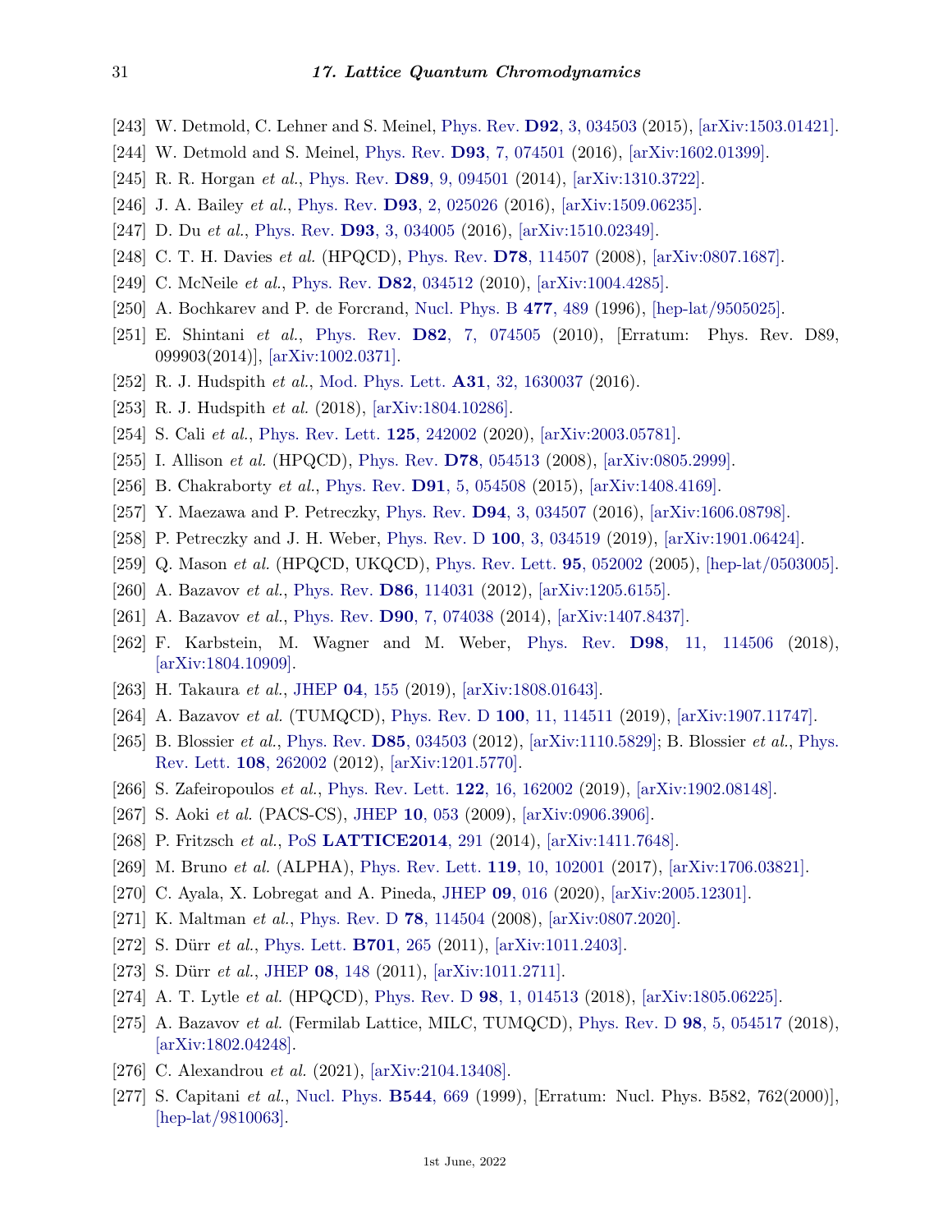[243] W. Detmold, C. Lehner and S. Meinel, Phys. Rev. **D92**, 3, 034503 (2015), [arXiv:1503.01421].

[244] W. Detmold and S. Meinel, Phys. Rev. **D93**, 7, 074501 (2016), [arXiv:1602.01399].

[245] R. R. Horgan *et al.*, Phys. Rev. **D89**, 9, 094501 (2014), [arXiv:1310.3722].

[246] J. A. Bailey *et al.*, Phys. Rev. **D93**, 2, 025026 (2016), [arXiv:1509.06235].

[247] D. Du *et al.*, Phys. Rev. **D93**, 3, 034005 (2016), [arXiv:1510.02349].

[248] C. T. H. Davies *et al.* (HPQCD), Phys. Rev. **D78**, 114507 (2008), [arXiv:0807.1687].

[249] C. McNeile *et al.*, Phys. Rev. **D82**, 034512 (2010), [arXiv:1004.4285].

[250] A. Bochkarev and P. de Forcrand, Nucl. Phys. B **477**, 489 (1996), [hep-lat/9505025].

[251] E. Shintani *et al.*, Phys. Rev. **D82**, 7, 074505 (2010), [Erratum: Phys. Rev. D89, 099903(2014)], [arXiv:1002.0371].

[252] R. J. Hudspith *et al.*, Mod. Phys. Lett. **A31**, 32, 1630037 (2016).

[253] R. J. Hudspith *et al.* (2018), [arXiv:1804.10286].

[254] S. Cali *et al.*, Phys. Rev. Lett. **125**, 242002 (2020), [arXiv:2003.05781].

[255] I. Allison *et al.* (HPQCD), Phys. Rev. **D78**, 054513 (2008), [arXiv:0805.2999].

[256] B. Chakraborty *et al.*, Phys. Rev. **D91**, 5, 054508 (2015), [arXiv:1408.4169].

[257] Y. Maezawa and P. Petreczky, Phys. Rev. **D94**, 3, 034507 (2016), [arXiv:1606.08798].

[258] P. Petreczky and J. H. Weber, Phys. Rev. D **100**, 3, 034519 (2019), [arXiv:1901.06424].

[259] Q. Mason *et al.* (HPQCD, UKQCD), Phys. Rev. Lett. **95**, 052002 (2005), [hep-lat/0503005].

[260] A. Bazavov *et al.*, Phys. Rev. **D86**, 114031 (2012), [arXiv:1205.6155].

[261] A. Bazavov *et al.*, Phys. Rev. **D90**, 7, 074038 (2014), [arXiv:1407.8437].

[262] F. Karbstein, M. Wagner and M. Weber, Phys. Rev. **D98**, 11, 114506 (2018), [arXiv:1804.10909].

[263] H. Takaura *et al.*, JHEP **04**, 155 (2019), [arXiv:1808.01643].

[264] A. Bazavov *et al.* (TUMQCD), Phys. Rev. D **100**, 11, 114511 (2019), [arXiv:1907.11747].

[265] B. Blossier *et al.*, Phys. Rev. **D85**, 034503 (2012), [arXiv:1110.5829]; B. Blossier *et al.*, Phys. Rev. Lett. **108**, 262002 (2012), [arXiv:1201.5770].

[266] S. Zafeiropoulos *et al.*, Phys. Rev. Lett. **122**, 16, 162002 (2019), [arXiv:1902.08148].

[267] S. Aoki *et al.* (PACS-CS), JHEP **10**, 053 (2009), [arXiv:0906.3906].

[268] P. Fritzsch *et al.*, PoS **LATTICE2014**, 291 (2014), [arXiv:1411.7648].

[269] M. Bruno *et al.* (ALPHA), Phys. Rev. Lett. **119**, 10, 102001 (2017), [arXiv:1706.03821].

[270] C. Ayala, X. Lobregat and A. Pineda, JHEP **09**, 016 (2020), [arXiv:2005.12301].

[271] K. Maltman *et al.*, Phys. Rev. D **78**, 114504 (2008), [arXiv:0807.2020].

[272] S. Dürr *et al.*, Phys. Lett. **B701**, 265 (2011), [arXiv:1011.2403].

[273] S. Dürr *et al.*, JHEP **08**, 148 (2011), [arXiv:1011.2711].

[274] A. T. Lytle *et al.* (HPQCD), Phys. Rev. D **98**, 1, 014513 (2018), [arXiv:1805.06225].

[275] A. Bazavov *et al.* (Fermilab Lattice, MILC, TUMQCD), Phys. Rev. D **98**, 5, 054517 (2018), [arXiv:1802.04248].

[276] C. Alexandrou *et al.* (2021), [arXiv:2104.13408].

[277] S. Capitani *et al.*, Nucl. Phys. **B544**, 669 (1999), [Erratum: Nucl. Phys. B582, 762(2000)], [hep-lat/9810063].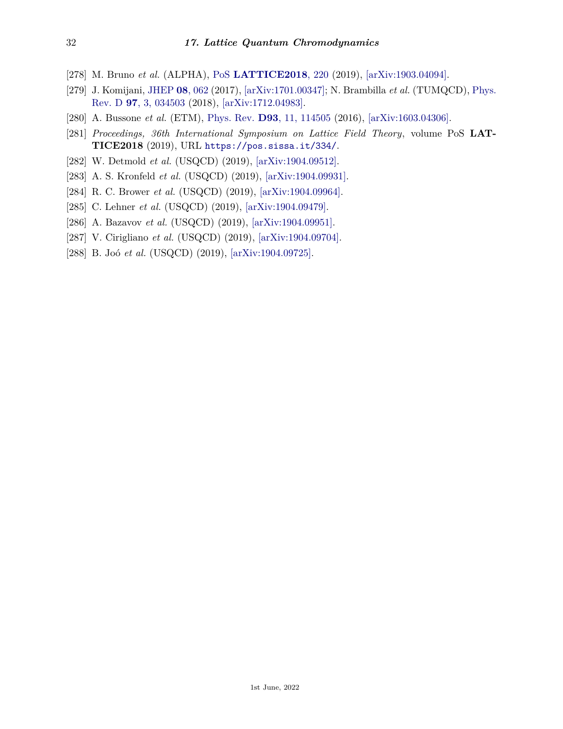[278] M. Bruno *et al.* (ALPHA), PoS **LATTICE2018**, 220 (2019), [arXiv:1903.04094].

[279] J. Komijani, JHEP **08**, 062 (2017), [arXiv:1701.00347]; N. Brambilla *et al.* (TUMQCD), Phys. Rev. D **97**, 3, 034503 (2018), [arXiv:1712.04983].

[280] A. Bussone *et al.* (ETM), Phys. Rev. **D93**, 11, 114505 (2016), [arXiv:1603.04306].

[281] *Proceedings, 36th International Symposium on Lattice Field Theory*, volume PoS **LATTICE2018** (2019), URL `https://pos.sissa.it/334/`.

[282] W. Detmold *et al.* (USQCD) (2019), [arXiv:1904.09512].

[283] A. S. Kronfeld *et al.* (USQCD) (2019), [arXiv:1904.09931].

[284] R. C. Brower *et al.* (USQCD) (2019), [arXiv:1904.09964].

[285] C. Lehner *et al.* (USQCD) (2019), [arXiv:1904.09479].

[286] A. Bazavov *et al.* (USQCD) (2019), [arXiv:1904.09951].

[287] V. Cirigliano *et al.* (USQCD) (2019), [arXiv:1904.09704].

[288] B. Joó *et al.* (USQCD) (2019), [arXiv:1904.09725].